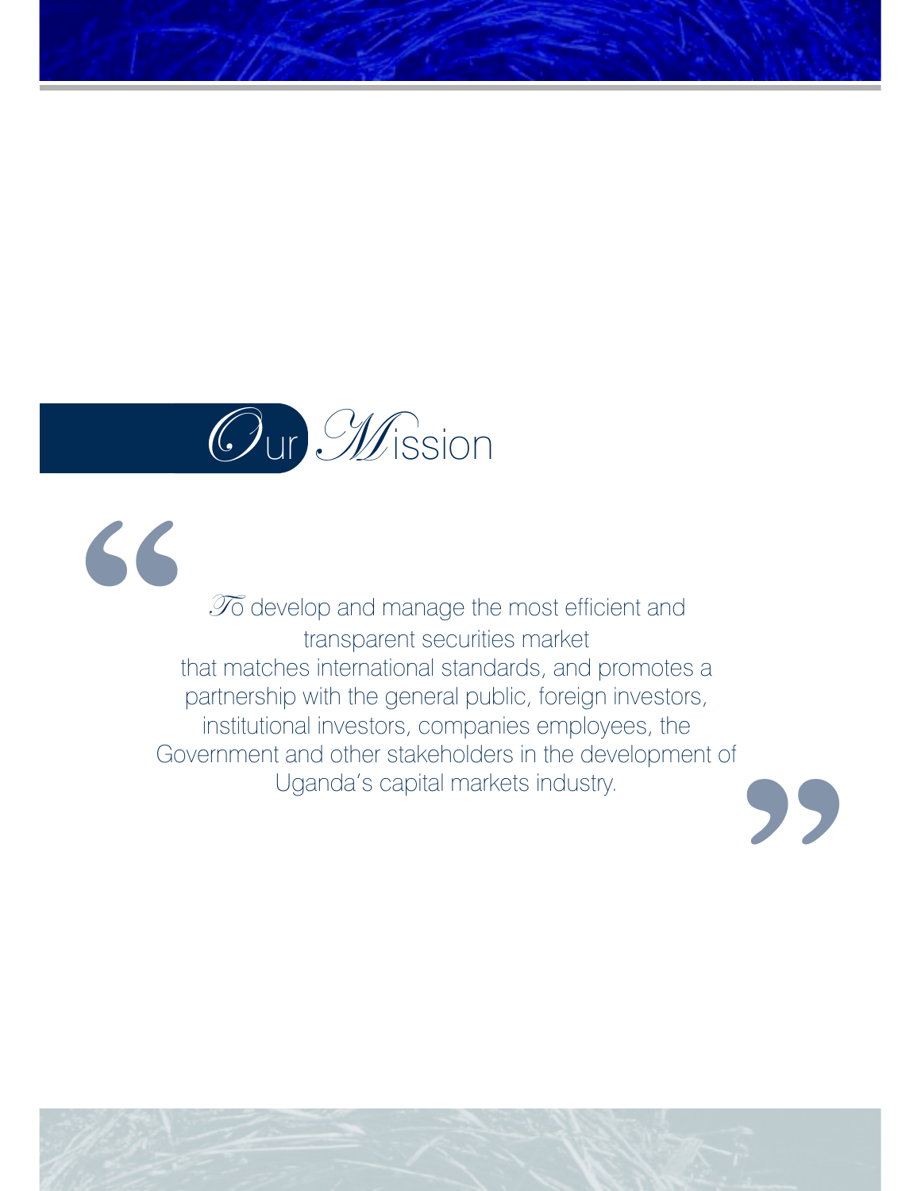# Our Mission

> "To develop and manage the most efficient and transparent securities market that matches international standards, and promotes a partnership with the general public, foreign investors, institutional investors, companies employees, the Government and other stakeholders in the development of Uganda's capital markets industry."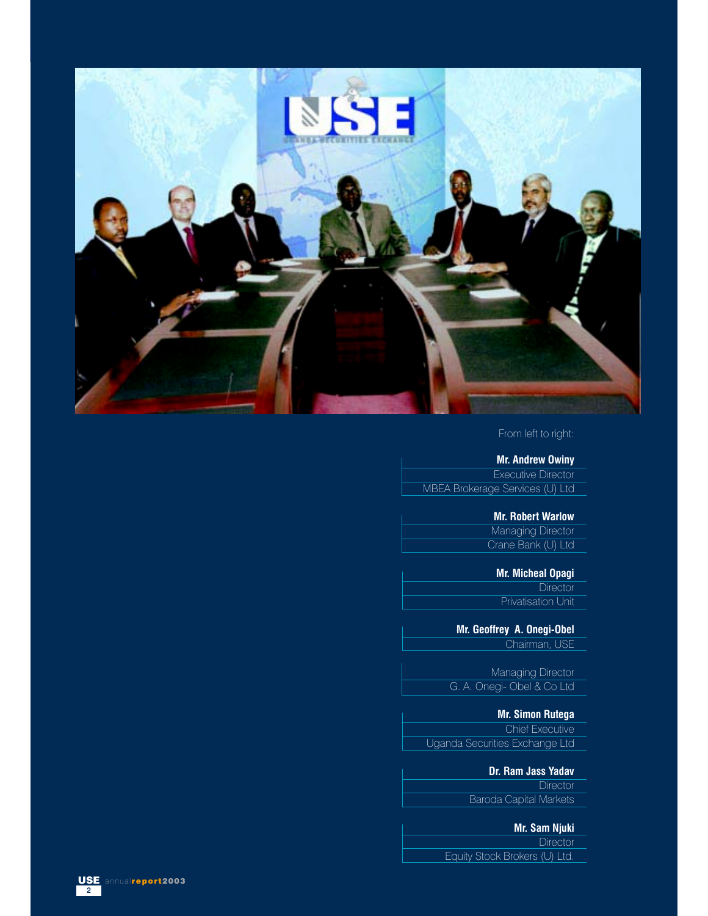From left to right:

**Mr. Andrew Owiny**
Executive Director
MBEA Brokerage Services (U) Ltd

**Mr. Robert Warlow**
Managing Director
Crane Bank (U) Ltd

**Mr. Micheal Opagi**
Director
Privatisation Unit

**Mr. Geoffrey A. Onegi-Obel**
Chairman, USE

Managing Director
G. A. Onegi- Obel & Co Ltd

**Mr. Simon Rutega**
Chief Executive
Uganda Securities Exchange Ltd

**Dr. Ram Jass Yadav**
Director
Baroda Capital Markets

**Mr. Sam Njuki**
Director
Equity Stock Brokers (U) Ltd.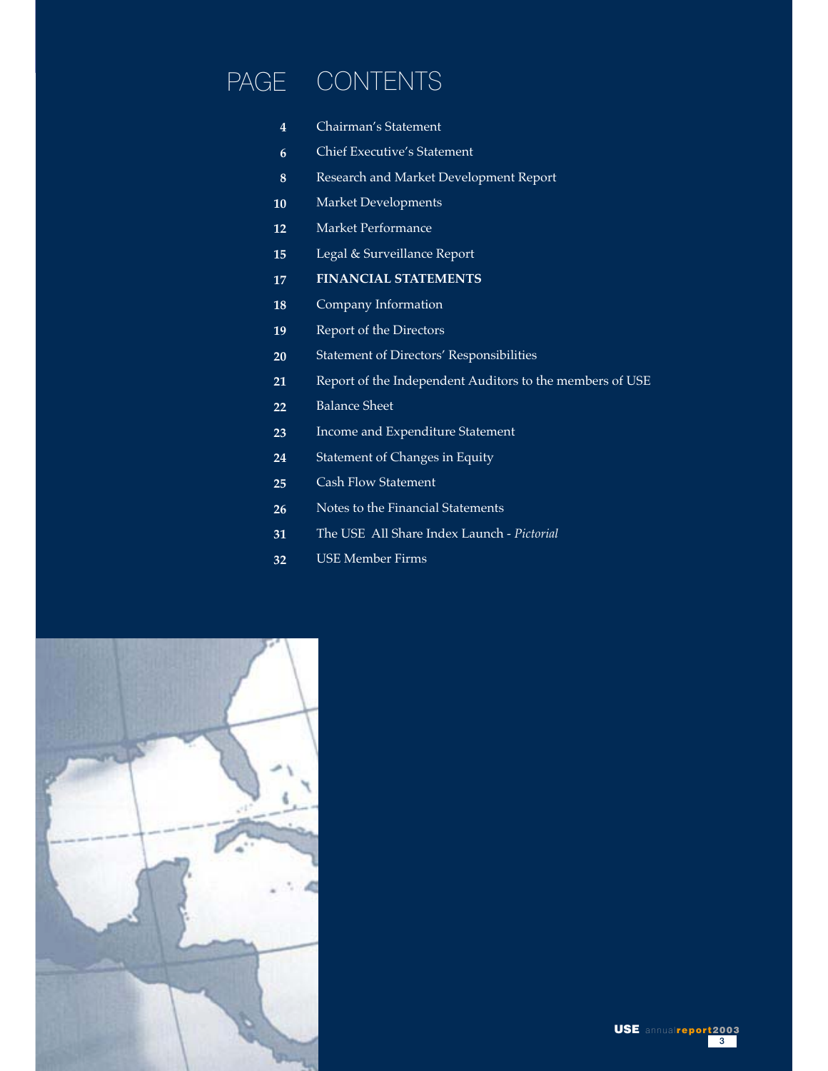# PAGE CONTENTS

| PAGE | CONTENTS |
| --- | --- |
| 4 | Chairman's Statement |
| 6 | Chief Executive's Statement |
| 8 | Research and Market Development Report |
| 10 | Market Developments |
| 12 | Market Performance |
| 15 | Legal & Surveillance Report |
| 17 | **FINANCIAL STATEMENTS** |
| 18 | Company Information |
| 19 | Report of the Directors |
| 20 | Statement of Directors' Responsibilities |
| 21 | Report of the Independent Auditors to the members of USE |
| 22 | Balance Sheet |
| 23 | Income and Expenditure Statement |
| 24 | Statement of Changes in Equity |
| 25 | Cash Flow Statement |
| 26 | Notes to the Financial Statements |
| 31 | The USE All Share Index Launch - *Pictorial* |
| 32 | USE Member Firms |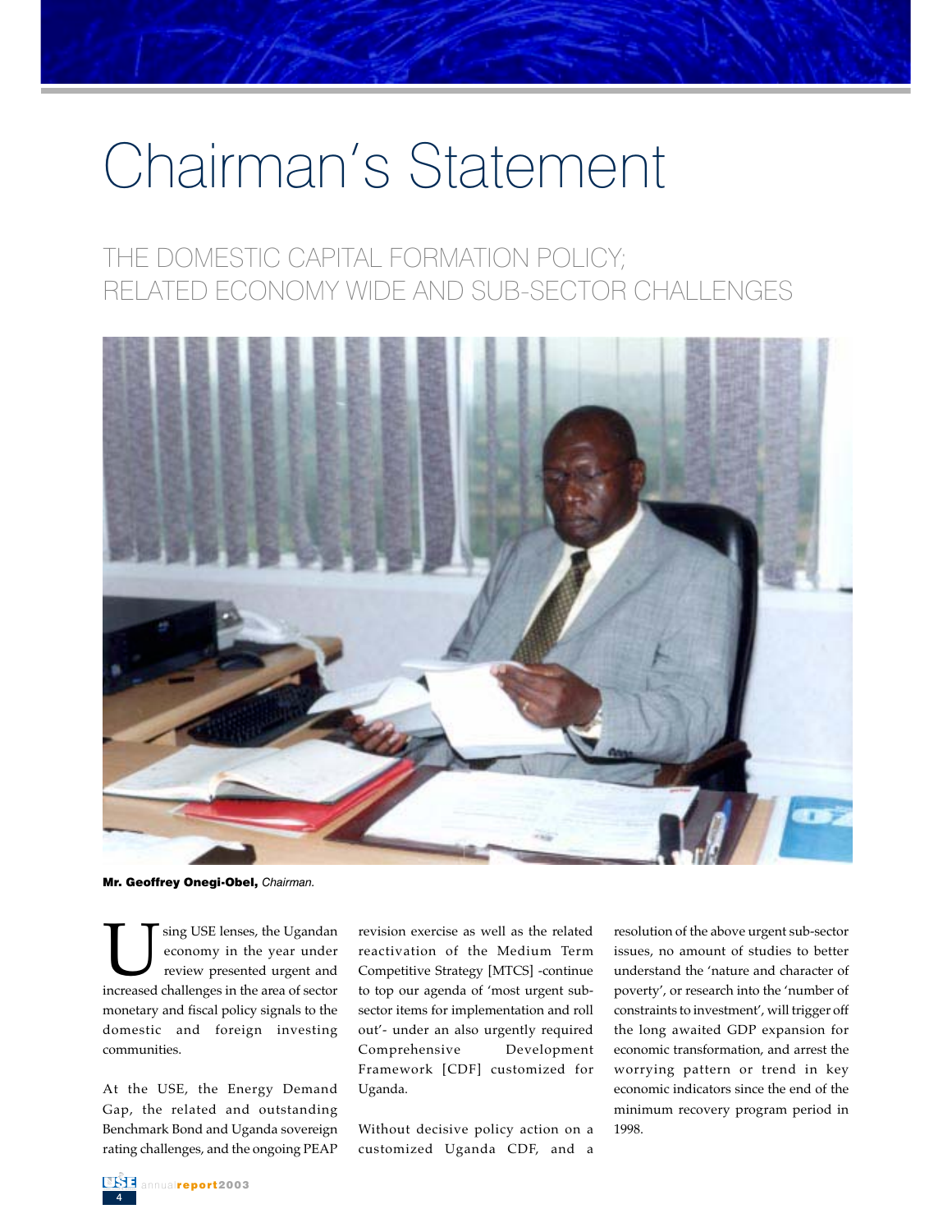# Chairman's Statement

## THE DOMESTIC CAPITAL FORMATION POLICY; RELATED ECONOMY WIDE AND SUB-SECTOR CHALLENGES

**Mr. Geoffrey Onegi-Obel,** *Chairman.*

Using USE lenses, the Ugandan economy in the year under review presented urgent and increased challenges in the area of sector monetary and fiscal policy signals to the domestic and foreign investing communities.

At the USE, the Energy Demand Gap, the related and outstanding Benchmark Bond and Uganda sovereign rating challenges, and the ongoing PEAP revision exercise as well as the related reactivation of the Medium Term Competitive Strategy [MTCS] -continue to top our agenda of 'most urgent sub-sector items for implementation and roll out'- under an also urgently required Comprehensive Development Framework [CDF] customized for Uganda.

Without decisive policy action on a customized Uganda CDF, and a resolution of the above urgent sub-sector issues, no amount of studies to better understand the 'nature and character of poverty', or research into the 'number of constraints to investment', will trigger off the long awaited GDP expansion for economic transformation, and arrest the worrying pattern or trend in key economic indicators since the end of the minimum recovery program period in 1998.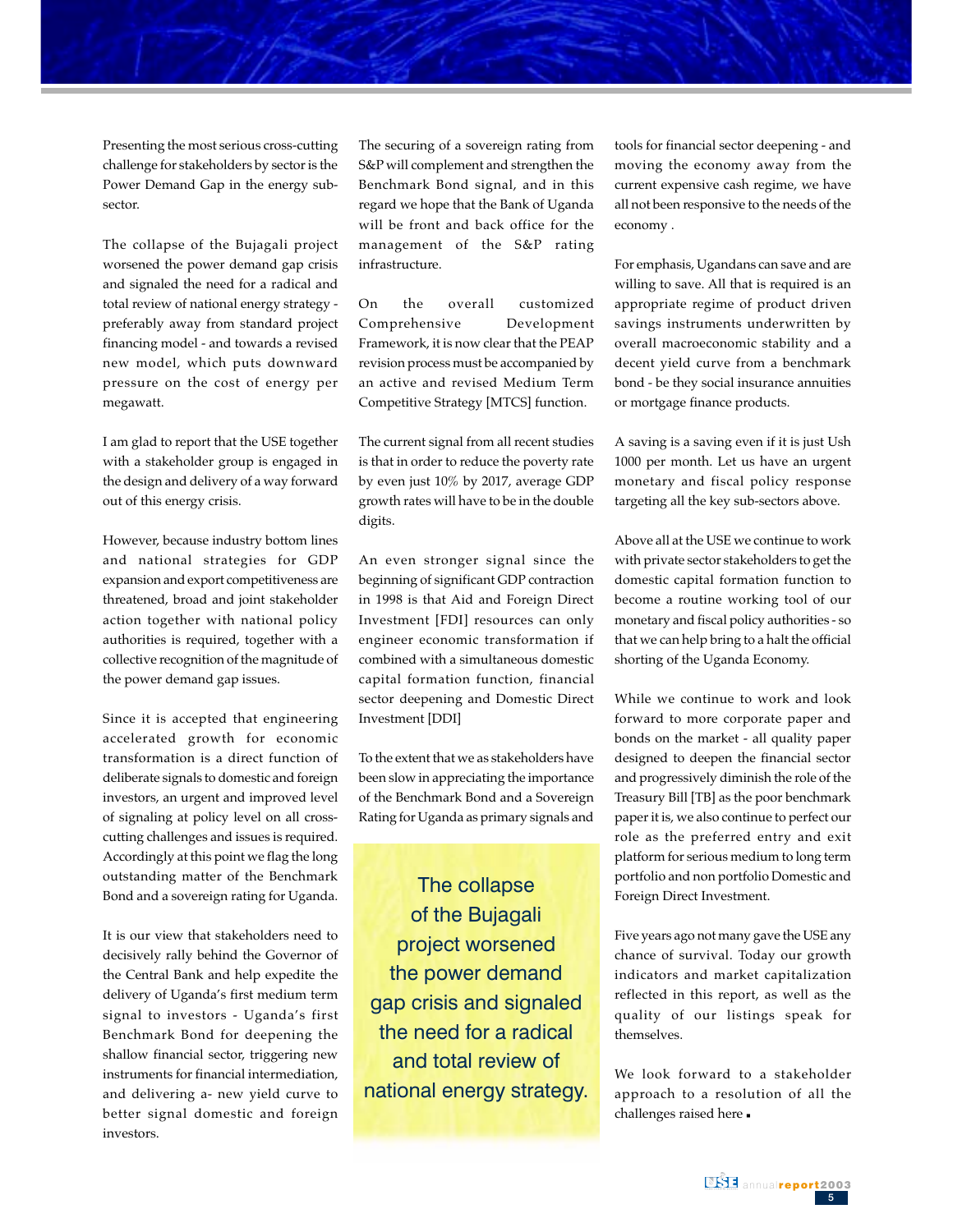Presenting the most serious cross-cutting challenge for stakeholders by sector is the Power Demand Gap in the energy sub-sector.

The collapse of the Bujagali project worsened the power demand gap crisis and signaled the need for a radical and total review of national energy strategy - preferably away from standard project financing model - and towards a revised new model, which puts downward pressure on the cost of energy per megawatt.

I am glad to report that the USE together with a stakeholder group is engaged in the design and delivery of a way forward out of this energy crisis.

However, because industry bottom lines and national strategies for GDP expansion and export competitiveness are threatened, broad and joint stakeholder action together with national policy authorities is required, together with a collective recognition of the magnitude of the power demand gap issues.

Since it is accepted that engineering accelerated growth for economic transformation is a direct function of deliberate signals to domestic and foreign investors, an urgent and improved level of signaling at policy level on all cross-cutting challenges and issues is required. Accordingly at this point we flag the long outstanding matter of the Benchmark Bond and a sovereign rating for Uganda.

It is our view that stakeholders need to decisively rally behind the Governor of the Central Bank and help expedite the delivery of Uganda's first medium term signal to investors - Uganda's first Benchmark Bond for deepening the shallow financial sector, triggering new instruments for financial intermediation, and delivering a- new yield curve to better signal domestic and foreign investors.

The securing of a sovereign rating from S&P will complement and strengthen the Benchmark Bond signal, and in this regard we hope that the Bank of Uganda will be front and back office for the management of the S&P rating infrastructure.

On the overall customized Comprehensive Development Framework, it is now clear that the PEAP revision process must be accompanied by an active and revised Medium Term Competitive Strategy [MTCS] function.

The current signal from all recent studies is that in order to reduce the poverty rate by even just 10% by 2017, average GDP growth rates will have to be in the double digits.

An even stronger signal since the beginning of significant GDP contraction in 1998 is that Aid and Foreign Direct Investment [FDI] resources can only engineer economic transformation if combined with a simultaneous domestic capital formation function, financial sector deepening and Domestic Direct Investment [DDI]

To the extent that we as stakeholders have been slow in appreciating the importance of the Benchmark Bond and a Sovereign Rating for Uganda as primary signals and tools for financial sector deepening - and moving the economy away from the current expensive cash regime, we have all not been responsive to the needs of the economy .

> The collapse of the Bujagali project worsened the power demand gap crisis and signaled the need for a radical and total review of national energy strategy.

For emphasis, Ugandans can save and are willing to save. All that is required is an appropriate regime of product driven savings instruments underwritten by overall macroeconomic stability and a decent yield curve from a benchmark bond - be they social insurance annuities or mortgage finance products.

A saving is a saving even if it is just Ush 1000 per month. Let us have an urgent monetary and fiscal policy response targeting all the key sub-sectors above.

Above all at the USE we continue to work with private sector stakeholders to get the domestic capital formation function to become a routine working tool of our monetary and fiscal policy authorities - so that we can help bring to a halt the official shorting of the Uganda Economy.

While we continue to work and look forward to more corporate paper and bonds on the market - all quality paper designed to deepen the financial sector and progressively diminish the role of the Treasury Bill [TB] as the poor benchmark paper it is, we also continue to perfect our role as the preferred entry and exit platform for serious medium to long term portfolio and non portfolio Domestic and Foreign Direct Investment.

Five years ago not many gave the USE any chance of survival. Today our growth indicators and market capitalization reflected in this report, as well as the quality of our listings speak for themselves.

We look forward to a stakeholder approach to a resolution of all the challenges raised here ▪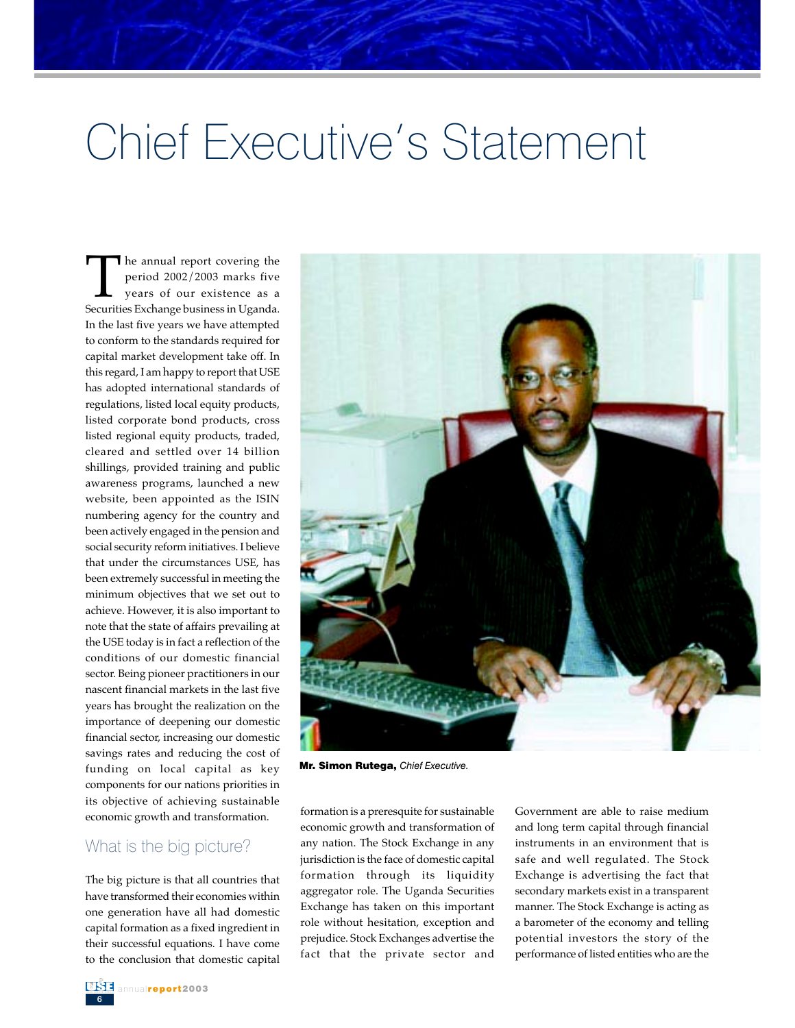# Chief Executive's Statement

The annual report covering the period 2002/2003 marks five years of our existence as a Securities Exchange business in Uganda. In the last five years we have attempted to conform to the standards required for capital market development take off. In this regard, I am happy to report that USE has adopted international standards of regulations, listed local equity products, listed corporate bond products, cross listed regional equity products, traded, cleared and settled over 14 billion shillings, provided training and public awareness programs, launched a new website, been appointed as the ISIN numbering agency for the country and been actively engaged in the pension and social security reform initiatives. I believe that under the circumstances USE, has been extremely successful in meeting the minimum objectives that we set out to achieve. However, it is also important to note that the state of affairs prevailing at the USE today is in fact a reflection of the conditions of our domestic financial sector. Being pioneer practitioners in our nascent financial markets in the last five years has brought the realization on the importance of deepening our domestic financial sector, increasing our domestic savings rates and reducing the cost of funding on local capital as key components for our nations priorities in its objective of achieving sustainable economic growth and transformation.

**Mr. Simon Rutega,** *Chief Executive.*

## What is the big picture?

The big picture is that all countries that have transformed their economies within one generation have all had domestic capital formation as a fixed ingredient in their successful equations. I have come to the conclusion that domestic capital formation is a preresquite for sustainable economic growth and transformation of any nation. The Stock Exchange in any jurisdiction is the face of domestic capital formation through its liquidity aggregator role. The Uganda Securities Exchange has taken on this important role without hesitation, exception and prejudice. Stock Exchanges advertise the fact that the private sector and Government are able to raise medium and long term capital through financial instruments in an environment that is safe and well regulated. The Stock Exchange is advertising the fact that secondary markets exist in a transparent manner. The Stock Exchange is acting as a barometer of the economy and telling potential investors the story of the performance of listed entities who are the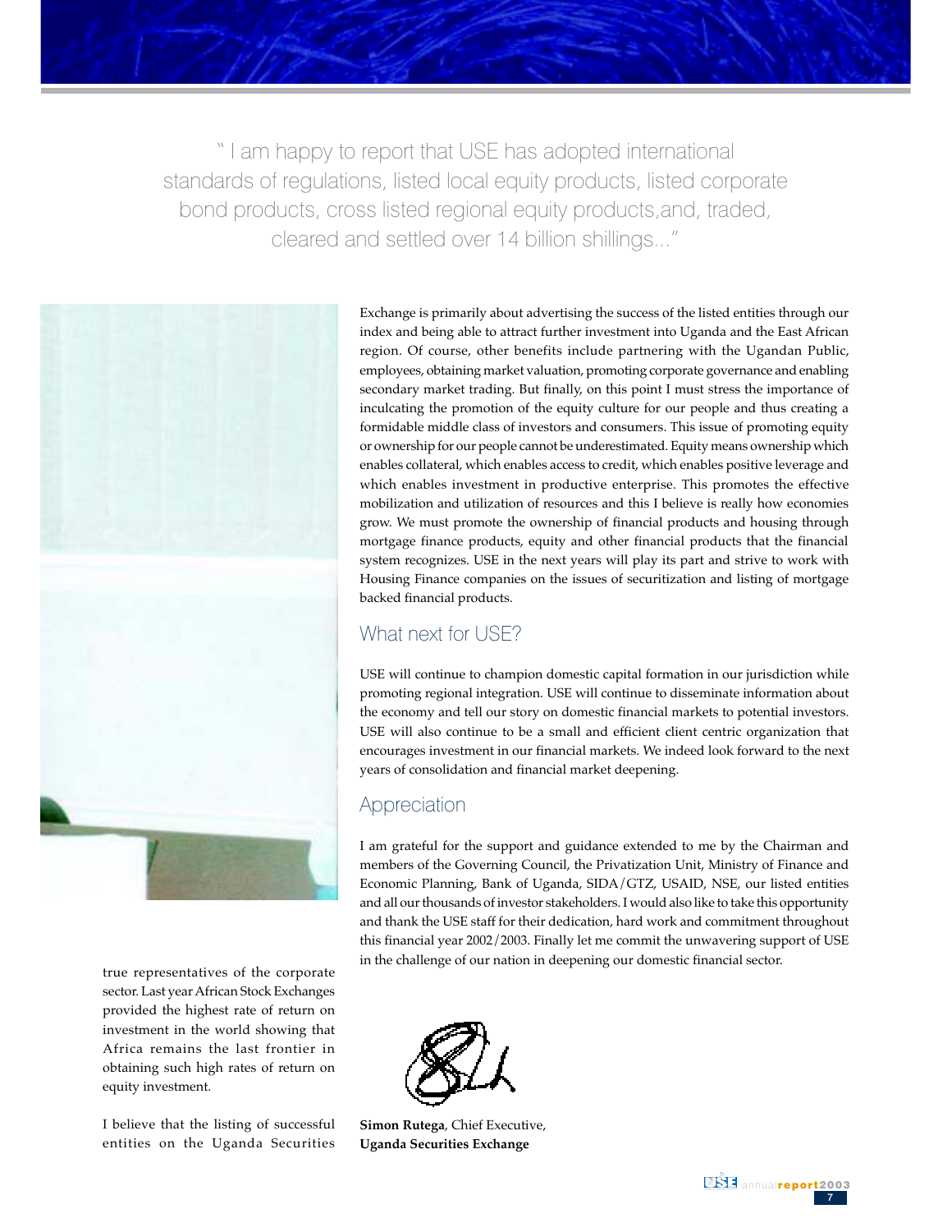" I am happy to report that USE has adopted international standards of regulations, listed local equity products, listed corporate bond products, cross listed regional equity products,and, traded, cleared and settled over 14 billion shillings..."

true representatives of the corporate sector. Last year African Stock Exchanges provided the highest rate of return on investment in the world showing that Africa remains the last frontier in obtaining such high rates of return on equity investment.

I believe that the listing of successful entities on the Uganda Securities Exchange is primarily about advertising the success of the listed entities through our index and being able to attract further investment into Uganda and the East African region. Of course, other benefits include partnering with the Ugandan Public, employees, obtaining market valuation, promoting corporate governance and enabling secondary market trading. But finally, on this point I must stress the importance of inculcating the promotion of the equity culture for our people and thus creating a formidable middle class of investors and consumers. This issue of promoting equity or ownership for our people cannot be underestimated. Equity means ownership which enables collateral, which enables access to credit, which enables positive leverage and which enables investment in productive enterprise. This promotes the effective mobilization and utilization of resources and this I believe is really how economies grow. We must promote the ownership of financial products and housing through mortgage finance products, equity and other financial products that the financial system recognizes. USE in the next years will play its part and strive to work with Housing Finance companies on the issues of securitization and listing of mortgage backed financial products.

## What next for USE?

USE will continue to champion domestic capital formation in our jurisdiction while promoting regional integration. USE will continue to disseminate information about the economy and tell our story on domestic financial markets to potential investors. USE will also continue to be a small and efficient client centric organization that encourages investment in our financial markets. We indeed look forward to the next years of consolidation and financial market deepening.

## Appreciation

I am grateful for the support and guidance extended to me by the Chairman and members of the Governing Council, the Privatization Unit, Ministry of Finance and Economic Planning, Bank of Uganda, SIDA/GTZ, USAID, NSE, our listed entities and all our thousands of investor stakeholders. I would also like to take this opportunity and thank the USE staff for their dedication, hard work and commitment throughout this financial year 2002/2003. Finally let me commit the unwavering support of USE in the challenge of our nation in deepening our domestic financial sector.

**Simon Rutega**, Chief Executive,
**Uganda Securities Exchange**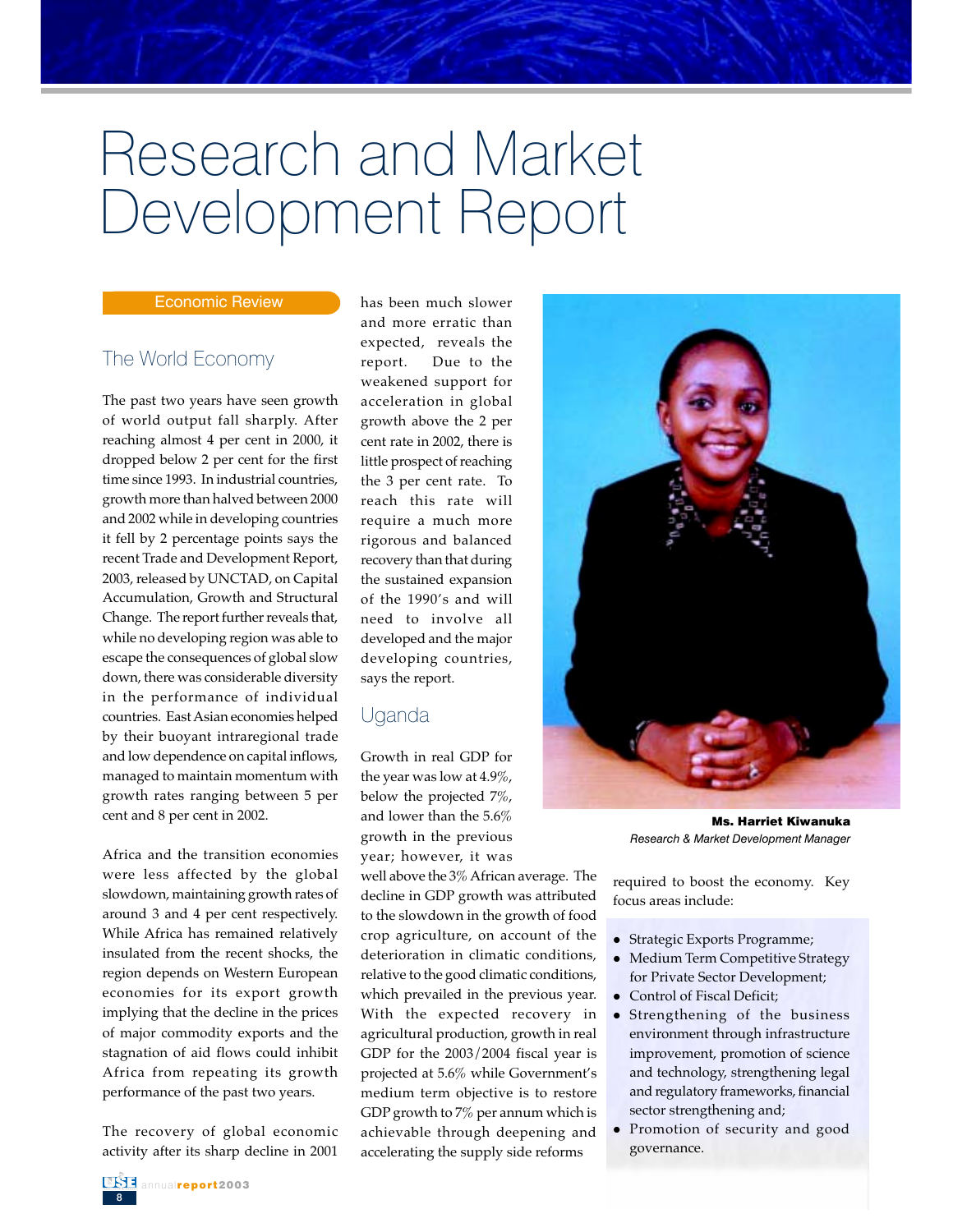# Research and Market Development Report

## Economic Review

### The World Economy

The past two years have seen growth of world output fall sharply. After reaching almost 4 per cent in 2000, it dropped below 2 per cent for the first time since 1993. In industrial countries, growth more than halved between 2000 and 2002 while in developing countries it fell by 2 percentage points says the recent Trade and Development Report, 2003, released by UNCTAD, on Capital Accumulation, Growth and Structural Change. The report further reveals that, while no developing region was able to escape the consequences of global slow down, there was considerable diversity in the performance of individual countries. East Asian economies helped by their buoyant intraregional trade and low dependence on capital inflows, managed to maintain momentum with growth rates ranging between 5 per cent and 8 per cent in 2002.

Africa and the transition economies were less affected by the global slowdown, maintaining growth rates of around 3 and 4 per cent respectively. While Africa has remained relatively insulated from the recent shocks, the region depends on Western European economies for its export growth implying that the decline in the prices of major commodity exports and the stagnation of aid flows could inhibit Africa from repeating its growth performance of the past two years.

The recovery of global economic activity after its sharp decline in 2001 has been much slower and more erratic than expected, reveals the report. Due to the weakened support for acceleration in global growth above the 2 per cent rate in 2002, there is little prospect of reaching the 3 per cent rate. To reach this rate will require a much more rigorous and balanced recovery than that during the sustained expansion of the 1990's and will need to involve all developed and the major developing countries, says the report.

### Uganda

Growth in real GDP for the year was low at 4.9%, below the projected 7%, and lower than the 5.6% growth in the previous year; however, it was well above the 3% African average. The decline in GDP growth was attributed to the slowdown in the growth of food crop agriculture, on account of the deterioration in climatic conditions, relative to the good climatic conditions, which prevailed in the previous year. With the expected recovery in agricultural production, growth in real GDP for the 2003/2004 fiscal year is projected at 5.6% while Government's medium term objective is to restore GDP growth to 7% per annum which is achievable through deepening and accelerating the supply side reforms required to boost the economy. Key focus areas include:

- Strategic Exports Programme;
- Medium Term Competitive Strategy for Private Sector Development;
- Control of Fiscal Deficit;
- Strengthening of the business environment through infrastructure improvement, promotion of science and technology, strengthening legal and regulatory frameworks, financial sector strengthening and;
- Promotion of security and good governance.

**Ms. Harriet Kiwanuka**
*Research & Market Development Manager*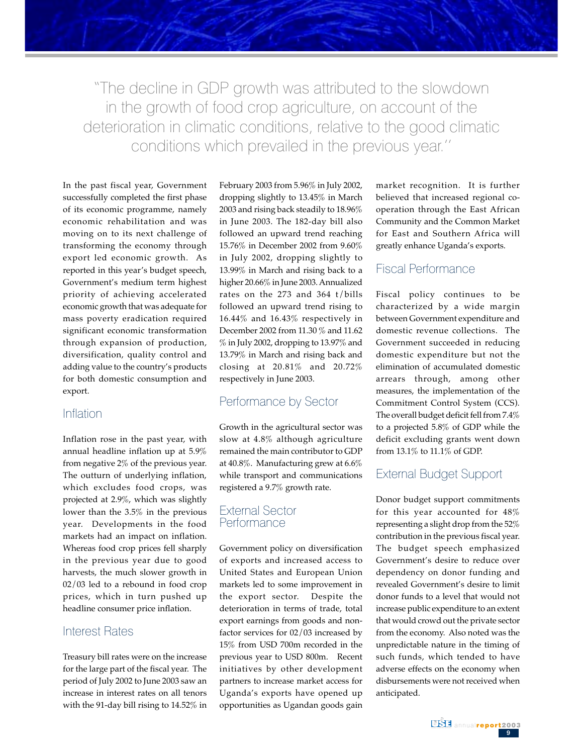> "The decline in GDP growth was attributed to the slowdown in the growth of food crop agriculture, on account of the deterioration in climatic conditions, relative to the good climatic conditions which prevailed in the previous year."

In the past fiscal year, Government successfully completed the first phase of its economic programme, namely economic rehabilitation and was moving on to its next challenge of transforming the economy through export led economic growth. As reported in this year's budget speech, Government's medium term highest priority of achieving accelerated economic growth that was adequate for mass poverty eradication required significant economic transformation through expansion of production, diversification, quality control and adding value to the country's products for both domestic consumption and export.

## Inflation

Inflation rose in the past year, with annual headline inflation up at 5.9% from negative 2% of the previous year. The outturn of underlying inflation, which excludes food crops, was projected at 2.9%, which was slightly lower than the 3.5% in the previous year. Developments in the food markets had an impact on inflation. Whereas food crop prices fell sharply in the previous year due to good harvests, the much slower growth in 02/03 led to a rebound in food crop prices, which in turn pushed up headline consumer price inflation.

## Interest Rates

Treasury bill rates were on the increase for the large part of the fiscal year. The period of July 2002 to June 2003 saw an increase in interest rates on all tenors with the 91-day bill rising to 14.52% in February 2003 from 5.96% in July 2002, dropping slightly to 13.45% in March 2003 and rising back steadily to 18.96% in June 2003. The 182-day bill also followed an upward trend reaching 15.76% in December 2002 from 9.60% in July 2002, dropping slightly to 13.99% in March and rising back to a higher 20.66% in June 2003. Annualized rates on the 273 and 364 t/bills followed an upward trend rising to 16.44% and 16.43% respectively in December 2002 from 11.30 % and 11.62 % in July 2002, dropping to 13.97% and 13.79% in March and rising back and closing at 20.81% and 20.72% respectively in June 2003.

## Performance by Sector

Growth in the agricultural sector was slow at 4.8% although agriculture remained the main contributor to GDP at 40.8%. Manufacturing grew at 6.6% while transport and communications registered a 9.7% growth rate.

## External Sector Performance

Government policy on diversification of exports and increased access to United States and European Union markets led to some improvement in the export sector. Despite the deterioration in terms of trade, total export earnings from goods and non-factor services for 02/03 increased by 15% from USD 700m recorded in the previous year to USD 800m. Recent initiatives by other development partners to increase market access for Uganda's exports have opened up opportunities as Ugandan goods gain market recognition. It is further believed that increased regional co-operation through the East African Community and the Common Market for East and Southern Africa will greatly enhance Uganda's exports.

## Fiscal Performance

Fiscal policy continues to be characterized by a wide margin between Government expenditure and domestic revenue collections. The Government succeeded in reducing domestic expenditure but not the elimination of accumulated domestic arrears through, among other measures, the implementation of the Commitment Control System (CCS). The overall budget deficit fell from 7.4% to a projected 5.8% of GDP while the deficit excluding grants went down from 13.1% to 11.1% of GDP.

## External Budget Support

Donor budget support commitments for this year accounted for 48% representing a slight drop from the 52% contribution in the previous fiscal year. The budget speech emphasized Government's desire to reduce over dependency on donor funding and revealed Government's desire to limit donor funds to a level that would not increase public expenditure to an extent that would crowd out the private sector from the economy. Also noted was the unpredictable nature in the timing of such funds, which tended to have adverse effects on the economy when disbursements were not received when anticipated.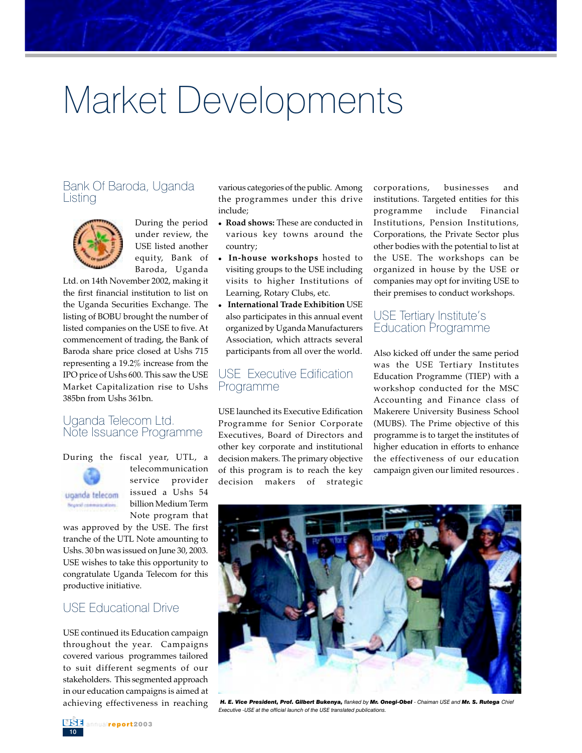# Market Developments

## Bank Of Baroda, Uganda Listing

During the period under review, the USE listed another equity, Bank of Baroda, Uganda Ltd. on 14th November 2002, making it the first financial institution to list on the Uganda Securities Exchange. The listing of BOBU brought the number of listed companies on the USE to five. At commencement of trading, the Bank of Baroda share price closed at Ushs 715 representing a 19.2% increase from the IPO price of Ushs 600. This saw the USE Market Capitalization rise to Ushs 385bn from Ushs 361bn.

## Uganda Telecom Ltd. Note Issuance Programme

During the fiscal year, UTL, a telecommunication service provider issued a Ushs 54 billion Medium Term Note program that was approved by the USE. The first tranche of the UTL Note amounting to Ushs. 30 bn was issued on June 30, 2003. USE wishes to take this opportunity to congratulate Uganda Telecom for this productive initiative.

## USE Educational Drive

USE continued its Education campaign throughout the year. Campaigns covered various programmes tailored to suit different segments of our stakeholders. This segmented approach in our education campaigns is aimed at achieving effectiveness in reaching various categories of the public. Among the programmes under this drive include;

- **Road shows:** These are conducted in various key towns around the country;
- **In-house workshops** hosted to visiting groups to the USE including visits to higher Institutions of Learning, Rotary Clubs, etc.
- **International Trade Exhibition** USE also participates in this annual event organized by Uganda Manufacturers Association, which attracts several participants from all over the world.

## USE Executive Edification Programme

USE launched its Executive Edification Programme for Senior Corporate Executives, Board of Directors and other key corporate and institutional decision makers. The primary objective of this program is to reach the key decision makers of strategic corporations, businesses and institutions. Targeted entities for this programme include Financial Institutions, Pension Institutions, Corporations, the Private Sector plus other bodies with the potential to list at the USE. The workshops can be organized in house by the USE or companies may opt for inviting USE to their premises to conduct workshops.

## USE Tertiary Institute's Education Programme

Also kicked off under the same period was the USE Tertiary Institutes Education Programme (TIEP) with a workshop conducted for the MSC Accounting and Finance class of Makerere University Business School (MUBS). The Prime objective of this programme is to target the institutes of higher education in efforts to enhance the effectiveness of our education campaign given our limited resources .

***H. E. Vice President, Prof. Gilbert Bukenya,*** *flanked by* ***Mr. Onegi-Obel*** *- Chaiman USE and* ***Mr. S. Rutega*** *Chief Executive -USE at the official launch of the USE translated publications.*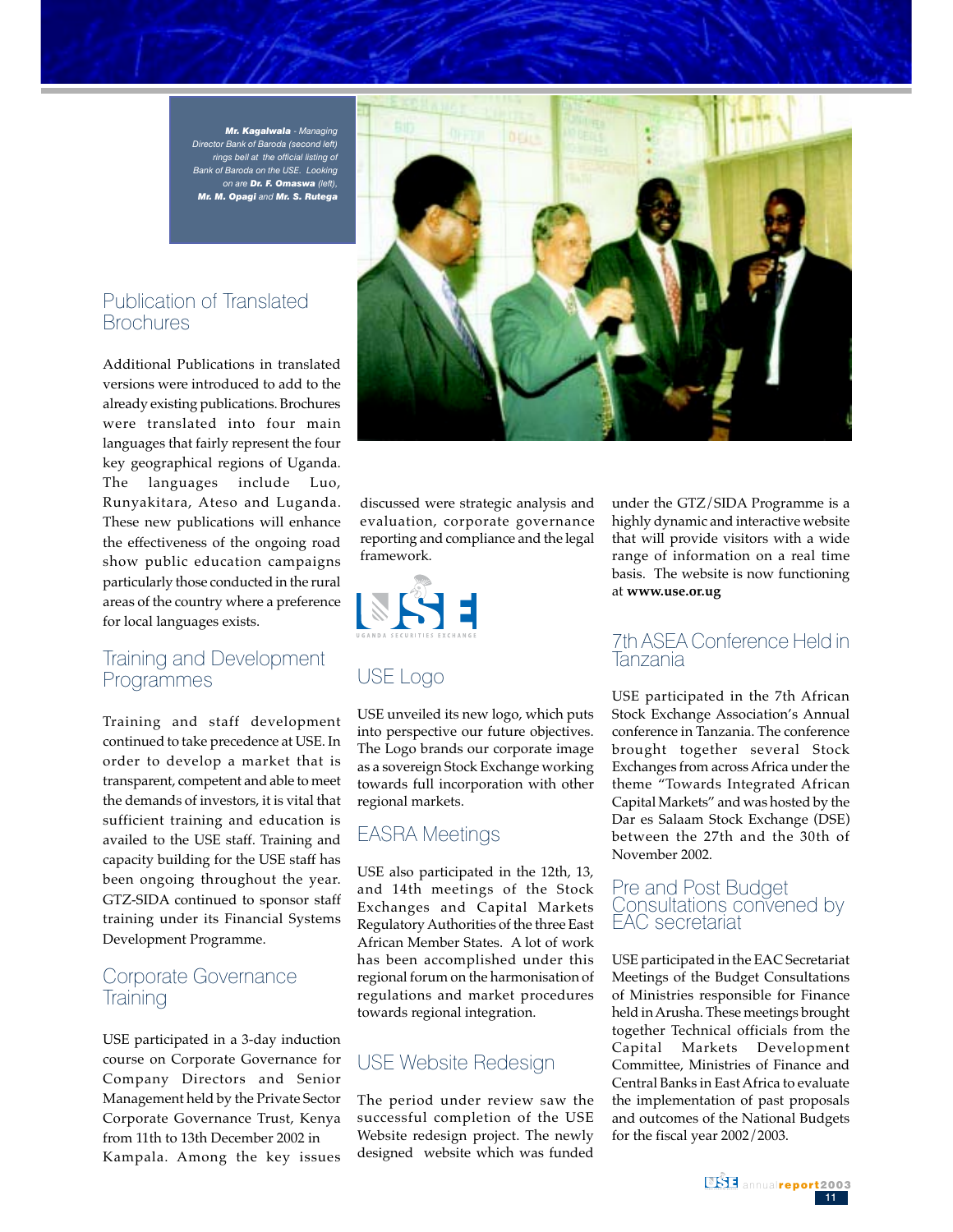***Mr. Kagalwala** - Managing Director Bank of Baroda (second left) rings bell at the official listing of Bank of Baroda on the USE. Looking on are **Dr. F. Omaswa** (left), **Mr. M. Opagi** and **Mr. S. Rutega***

## Publication of Translated Brochures

Additional Publications in translated versions were introduced to add to the already existing publications. Brochures were translated into four main languages that fairly represent the four key geographical regions of Uganda. The languages include Luo, Runyakitara, Ateso and Luganda. These new publications will enhance the effectiveness of the ongoing road show public education campaigns particularly those conducted in the rural areas of the country where a preference for local languages exists.

## Training and Development Programmes

Training and staff development continued to take precedence at USE. In order to develop a market that is transparent, competent and able to meet the demands of investors, it is vital that sufficient training and education is availed to the USE staff. Training and capacity building for the USE staff has been ongoing throughout the year. GTZ-SIDA continued to sponsor staff training under its Financial Systems Development Programme.

## Corporate Governance Training

USE participated in a 3-day induction course on Corporate Governance for Company Directors and Senior Management held by the Private Sector Corporate Governance Trust, Kenya from 11th to 13th December 2002 in Kampala. Among the key issues discussed were strategic analysis and evaluation, corporate governance reporting and compliance and the legal framework.

USE UGANDA SECURITIES EXCHANGE

## USE Logo

USE unveiled its new logo, which puts into perspective our future objectives. The Logo brands our corporate image as a sovereign Stock Exchange working towards full incorporation with other regional markets.

## EASRA Meetings

USE also participated in the 12th, 13, and 14th meetings of the Stock Exchanges and Capital Markets Regulatory Authorities of the three East African Member States. A lot of work has been accomplished under this regional forum on the harmonisation of regulations and market procedures towards regional integration.

## USE Website Redesign

The period under review saw the successful completion of the USE Website redesign project. The newly designed website which was funded under the GTZ/SIDA Programme is a highly dynamic and interactive website that will provide visitors with a wide range of information on a real time basis. The website is now functioning at **www.use.or.ug**

## 7th ASEA Conference Held in Tanzania

USE participated in the 7th African Stock Exchange Association's Annual conference in Tanzania. The conference brought together several Stock Exchanges from across Africa under the theme "Towards Integrated African Capital Markets" and was hosted by the Dar es Salaam Stock Exchange (DSE) between the 27th and the 30th of November 2002.

## Pre and Post Budget Consultations convened by EAC secretariat

USE participated in the EAC Secretariat Meetings of the Budget Consultations of Ministries responsible for Finance held in Arusha. These meetings brought together Technical officials from the Capital Markets Development Committee, Ministries of Finance and Central Banks in East Africa to evaluate the implementation of past proposals and outcomes of the National Budgets for the fiscal year 2002/2003.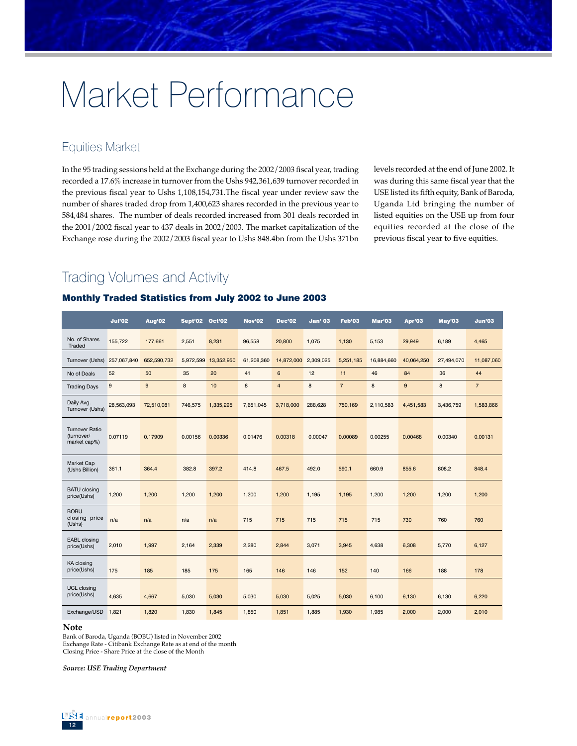# Market Performance

## Equities Market

In the 95 trading sessions held at the Exchange during the 2002/2003 fiscal year, trading recorded a 17.6% increase in turnover from the Ushs 942,361,639 turnover recorded in the previous fiscal year to Ushs 1,108,154,731.The fiscal year under review saw the number of shares traded drop from 1,400,623 shares recorded in the previous year to 584,484 shares. The number of deals recorded increased from 301 deals recorded in the 2001/2002 fiscal year to 437 deals in 2002/2003. The market capitalization of the Exchange rose during the 2002/2003 fiscal year to Ushs 848.4bn from the Ushs 371bn levels recorded at the end of June 2002. It was during this same fiscal year that the USE listed its fifth equity, Bank of Baroda, Uganda Ltd bringing the number of listed equities on the USE up from four equities recorded at the close of the previous fiscal year to five equities.

## Trading Volumes and Activity

### Monthly Traded Statistics from July 2002 to June 2003

| | Jul'02 | Aug'02 | Sept'02 | Oct'02 | Nov'02 | Dec'02 | Jan' 03 | Feb'03 | Mar'03 | Apr'03 | May'03 | Jun'03 |
|---|---|---|---|---|---|---|---|---|---|---|---|---|
| No. of Shares Traded | 155,722 | 177,661 | 2,551 | 8,231 | 96,558 | 20,800 | 1,075 | 1,130 | 5,153 | 29,949 | 6,189 | 4,465 |
| Turnover (Ushs) | 257,067,840 | 652,590,732 | 5,972,599 | 13,352,950 | 61,208,360 | 14,872,000 | 2,309,025 | 5,251,185 | 16,884,660 | 40,064,250 | 27,494,070 | 11,087,060 |
| No of Deals | 52 | 50 | 35 | 20 | 41 | 6 | 12 | 11 | 46 | 84 | 36 | 44 |
| Trading Days | 9 | 9 | 8 | 10 | 8 | 4 | 8 | 7 | 8 | 9 | 8 | 7 |
| Daily Avg. Turnover (Ushs) | 28,563,093 | 72,510,081 | 746,575 | 1,335,295 | 7,651,045 | 3,718,000 | 288,628 | 750,169 | 2,110,583 | 4,451,583 | 3,436,759 | 1,583,866 |
| Turnover Ratio (turnover/ market cap%) | 0.07119 | 0.17909 | 0.00156 | 0.00336 | 0.01476 | 0.00318 | 0.00047 | 0.00089 | 0.00255 | 0.00468 | 0.00340 | 0.00131 |
| Market Cap (Ushs Billion) | 361.1 | 364.4 | 382.8 | 397.2 | 414.8 | 467.5 | 492.0 | 590.1 | 660.9 | 855.6 | 808.2 | 848.4 |
| BATU closing price(Ushs) | 1,200 | 1,200 | 1,200 | 1,200 | 1,200 | 1,200 | 1,195 | 1,195 | 1,200 | 1,200 | 1,200 | 1,200 |
| BOBU closing price (Ushs) | n/a | n/a | n/a | n/a | 715 | 715 | 715 | 715 | 715 | 730 | 760 | 760 |
| EABL closing price(Ushs) | 2,010 | 1,997 | 2,164 | 2,339 | 2,280 | 2,844 | 3,071 | 3,945 | 4,638 | 6,308 | 5,770 | 6,127 |
| KA closing price(Ushs) | 175 | 185 | 185 | 175 | 165 | 146 | 146 | 152 | 140 | 166 | 188 | 178 |
| UCL closing price(Ushs) | 4,635 | 4,667 | 5,030 | 5,030 | 5,030 | 5,030 | 5,025 | 5,030 | 6,100 | 6,130 | 6,130 | 6,220 |
| Exchange/USD | 1,821 | 1,820 | 1,830 | 1,845 | 1,850 | 1,851 | 1,885 | 1,930 | 1,985 | 2,000 | 2,000 | 2,010 |

**Note**

Bank of Baroda, Uganda (BOBU) listed in November 2002
Exchange Rate - Citibank Exchange Rate as at end of the month
Closing Price - Share Price at the close of the Month

***Source: USE Trading Department***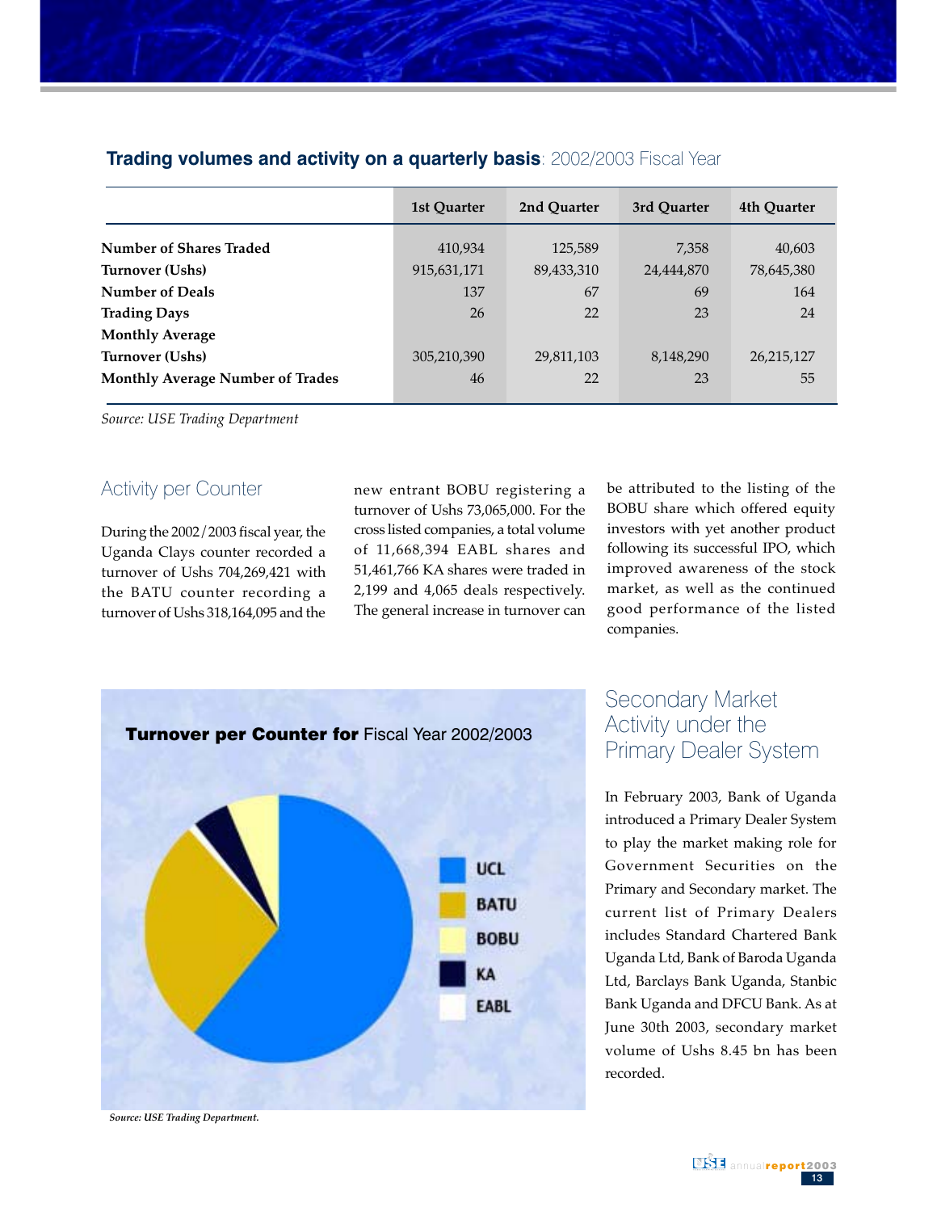## Trading volumes and activity on a quarterly basis: 2002/2003 Fiscal Year

| | 1st Quarter | 2nd Quarter | 3rd Quarter | 4th Quarter |
|---|---|---|---|---|
| Number of Shares Traded | 410,934 | 125,589 | 7,358 | 40,603 |
| Turnover (Ushs) | 915,631,171 | 89,433,310 | 24,444,870 | 78,645,380 |
| Number of Deals | 137 | 67 | 69 | 164 |
| Trading Days | 26 | 22 | 23 | 24 |
| Monthly Average Turnover (Ushs) | 305,210,390 | 29,811,103 | 8,148,290 | 26,215,127 |
| Monthly Average Number of Trades | 46 | 22 | 23 | 55 |

*Source: USE Trading Department*

## Activity per Counter

During the 2002/2003 fiscal year, the Uganda Clays counter recorded a turnover of Ushs 704,269,421 with the BATU counter recording a turnover of Ushs 318,164,095 and the new entrant BOBU registering a turnover of Ushs 73,065,000. For the cross listed companies, a total volume of 11,668,394 EABL shares and 51,461,766 KA shares were traded in 2,199 and 4,065 deals respectively. The general increase in turnover can be attributed to the listing of the BOBU share which offered equity investors with yet another product following its successful IPO, which improved awareness of the stock market, as well as the continued good performance of the listed companies.

**Turnover per Counter for** Fiscal Year 2002/2003

UCL, BATU, BOBU, KA, EABL

*Source: USE Trading Department.*

## Secondary Market Activity under the Primary Dealer System

In February 2003, Bank of Uganda introduced a Primary Dealer System to play the market making role for Government Securities on the Primary and Secondary market. The current list of Primary Dealers includes Standard Chartered Bank Uganda Ltd, Bank of Baroda Uganda Ltd, Barclays Bank Uganda, Stanbic Bank Uganda and DFCU Bank. As at June 30th 2003, secondary market volume of Ushs 8.45 bn has been recorded.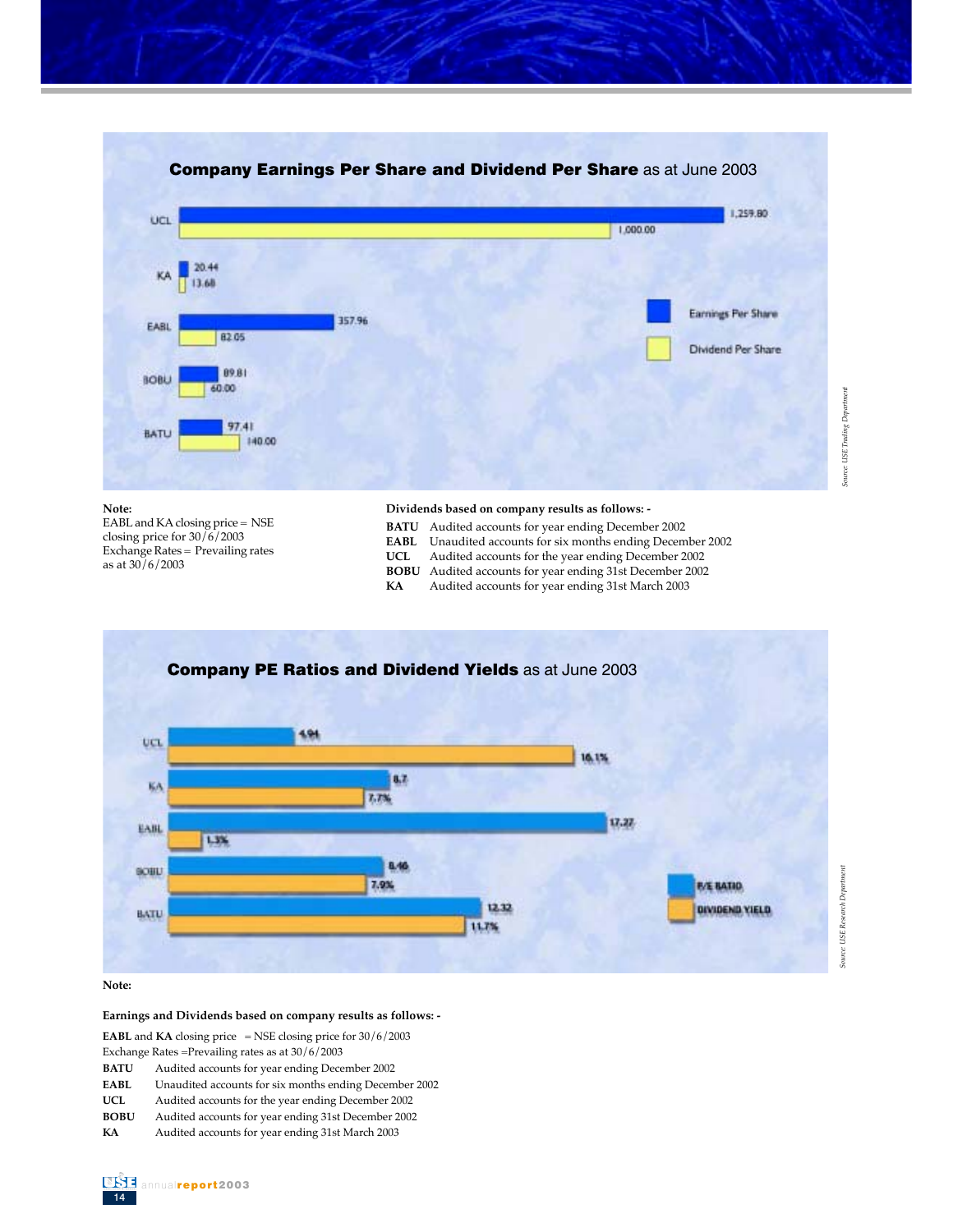## Company Earnings Per Share and Dividend Per Share as at June 2003

| Company | Earnings Per Share | Dividend Per Share |
|---|---|---|
| UCL | 1,259.80 | 1,000.00 |
| KA | 20.44 | 13.68 |
| EABL | 357.96 | 82.05 |
| BOBU | 89.81 | 60.00 |
| BATU | 97.41 | 140.00 |

*Source: USE Trading Department*

**Note:**

EABL and KA closing price = NSE closing price for 30/6/2003
Exchange Rates = Prevailing rates as at 30/6/2003

**Dividends based on company results as follows: -**

| | |
|---|---|
| **BATU** | Audited accounts for year ending December 2002 |
| **EABL** | Unaudited accounts for six months ending December 2002 |
| **UCL** | Audited accounts for the year ending December 2002 |
| **BOBU** | Audited accounts for year ending 31st December 2002 |
| **KA** | Audited accounts for year ending 31st March 2003 |

## Company PE Ratios and Dividend Yields as at June 2003

| Company | P/E Ratio | Dividend Yield |
|---|---|---|
| UCL | 4.94 | 16.1% |
| KA | 8.7 | 7.7% |
| EABL | 17.27 | 1.3% |
| BOBU | 8.46 | 7.9% |
| BATU | 12.32 | 11.7% |

*Source: USE Research Department*

**Note:**

**Earnings and Dividends based on company results as follows: -**

**EABL** and **KA** closing price = NSE closing price for 30/6/2003
Exchange Rates =Prevailing rates as at 30/6/2003

| | |
|---|---|
| **BATU** | Audited accounts for year ending December 2002 |
| **EABL** | Unaudited accounts for six months ending December 2002 |
| **UCL** | Audited accounts for the year ending December 2002 |
| **BOBU** | Audited accounts for year ending 31st December 2002 |
| **KA** | Audited accounts for year ending 31st March 2003 |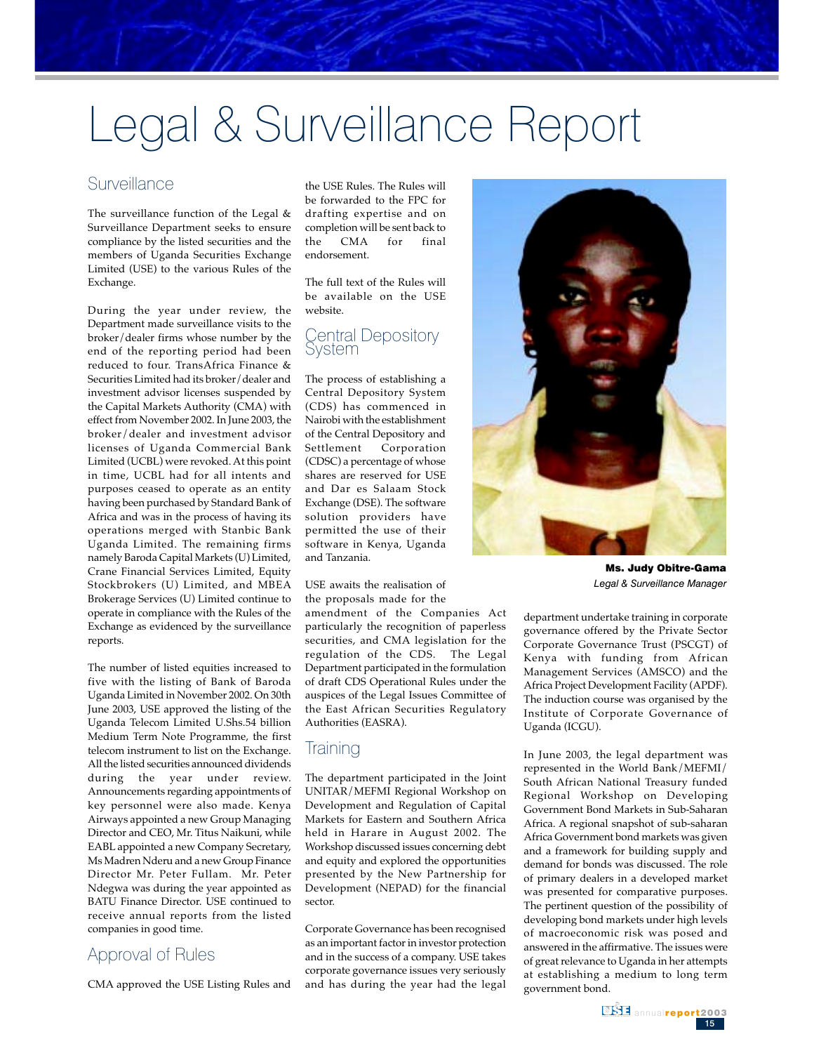# Legal & Surveillance Report

## Surveillance

The surveillance function of the Legal & Surveillance Department seeks to ensure compliance by the listed securities and the members of Uganda Securities Exchange Limited (USE) to the various Rules of the Exchange.

During the year under review, the Department made surveillance visits to the broker/dealer firms whose number by the end of the reporting period had been reduced to four. TransAfrica Finance & Securities Limited had its broker/dealer and investment advisor licenses suspended by the Capital Markets Authority (CMA) with effect from November 2002. In June 2003, the broker/dealer and investment advisor licenses of Uganda Commercial Bank Limited (UCBL) were revoked. At this point in time, UCBL had for all intents and purposes ceased to operate as an entity having been purchased by Standard Bank of Africa and was in the process of having its operations merged with Stanbic Bank Uganda Limited. The remaining firms namely Baroda Capital Markets (U) Limited, Crane Financial Services Limited, Equity Stockbrokers (U) Limited, and MBEA Brokerage Services (U) Limited continue to operate in compliance with the Rules of the Exchange as evidenced by the surveillance reports.

The number of listed equities increased to five with the listing of Bank of Baroda Uganda Limited in November 2002. On 30th June 2003, USE approved the listing of the Uganda Telecom Limited U.Shs.54 billion Medium Term Note Programme, the first telecom instrument to list on the Exchange. All the listed securities announced dividends during the year under review. Announcements regarding appointments of key personnel were also made. Kenya Airways appointed a new Group Managing Director and CEO, Mr. Titus Naikuni, while EABL appointed a new Company Secretary, Ms Madren Nderu and a new Group Finance Director Mr. Peter Fullam. Mr. Peter Ndegwa was during the year appointed as BATU Finance Director. USE continued to receive annual reports from the listed companies in good time.

## Approval of Rules

CMA approved the USE Listing Rules and the USE Rules. The Rules will be forwarded to the FPC for drafting expertise and on completion will be sent back to the CMA for final endorsement.

The full text of the Rules will be available on the USE website.

## Central Depository System

The process of establishing a Central Depository System (CDS) has commenced in Nairobi with the establishment of the Central Depository and Settlement Corporation (CDSC) a percentage of whose shares are reserved for USE and Dar es Salaam Stock Exchange (DSE). The software solution providers have permitted the use of their software in Kenya, Uganda and Tanzania.

USE awaits the realisation of the proposals made for the amendment of the Companies Act particularly the recognition of paperless securities, and CMA legislation for the regulation of the CDS. The Legal Department participated in the formulation of draft CDS Operational Rules under the auspices of the Legal Issues Committee of the East African Securities Regulatory Authorities (EASRA).

## Training

The department participated in the Joint UNITAR/MEFMI Regional Workshop on Development and Regulation of Capital Markets for Eastern and Southern Africa held in Harare in August 2002. The Workshop discussed issues concerning debt and equity and explored the opportunities presented by the New Partnership for Development (NEPAD) for the financial sector.

Corporate Governance has been recognised as an important factor in investor protection and in the success of a company. USE takes corporate governance issues very seriously and has during the year had the legal department undertake training in corporate governance offered by the Private Sector Corporate Governance Trust (PSCGT) of Kenya with funding from African Management Services (AMSCO) and the Africa Project Development Facility (APDF). The induction course was organised by the Institute of Corporate Governance of Uganda (ICGU).

In June 2003, the legal department was represented in the World Bank/MEFMI/South African National Treasury funded Regional Workshop on Developing Government Bond Markets in Sub-Saharan Africa. A regional snapshot of sub-saharan Africa Government bond markets was given and a framework for building supply and demand for bonds was discussed. The role of primary dealers in a developed market was presented for comparative purposes. The pertinent question of the possibility of developing bond markets under high levels of macroeconomic risk was posed and answered in the affirmative. The issues were of great relevance to Uganda in her attempts at establishing a medium to long term government bond.

**Ms. Judy Obitre-Gama**
*Legal & Surveillance Manager*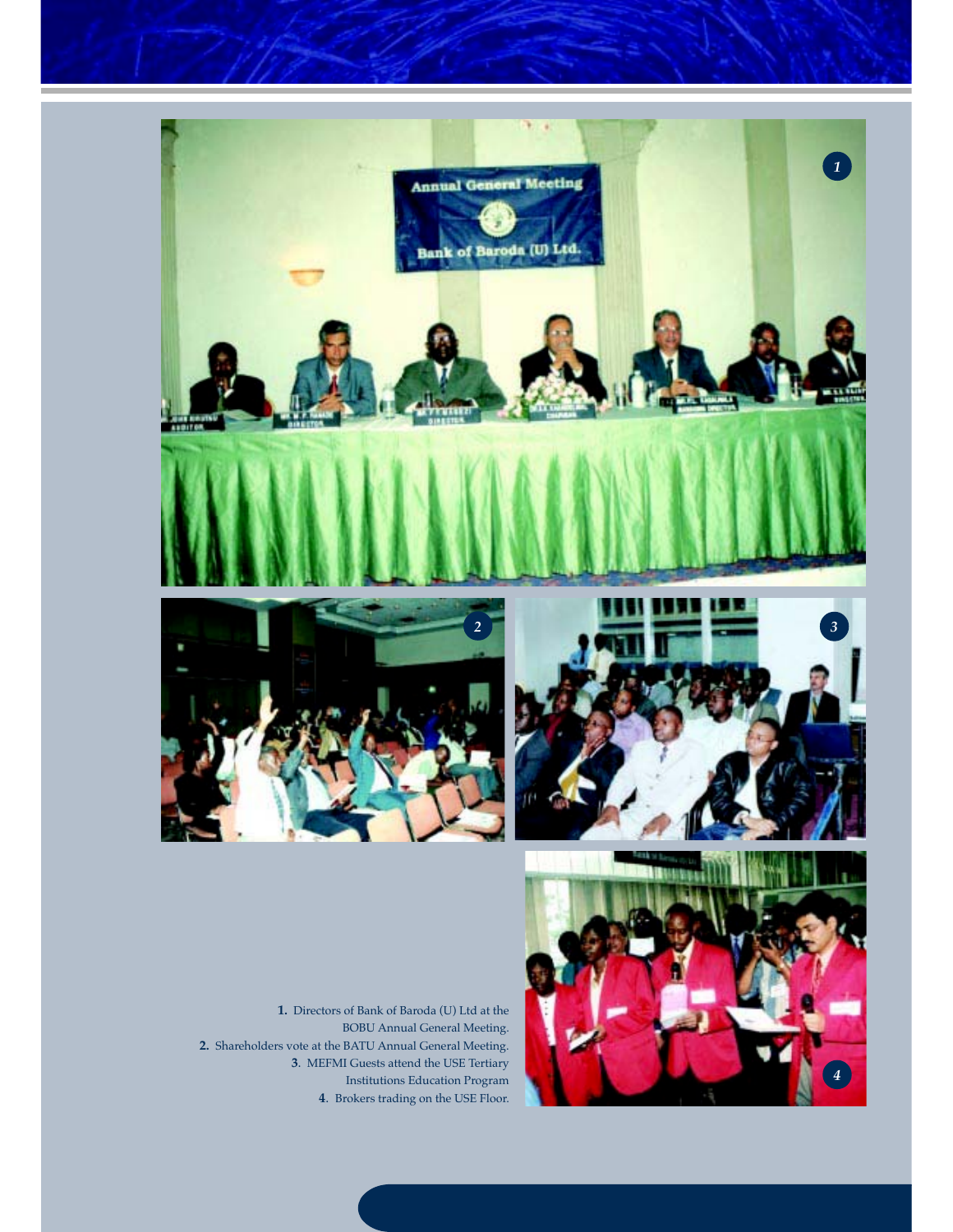**1.** Directors of Bank of Baroda (U) Ltd at the BOBU Annual General Meeting.

**2.** Shareholders vote at the BATU Annual General Meeting.

**3**. MEFMI Guests attend the USE Tertiary Institutions Education Program

**4**. Brokers trading on the USE Floor.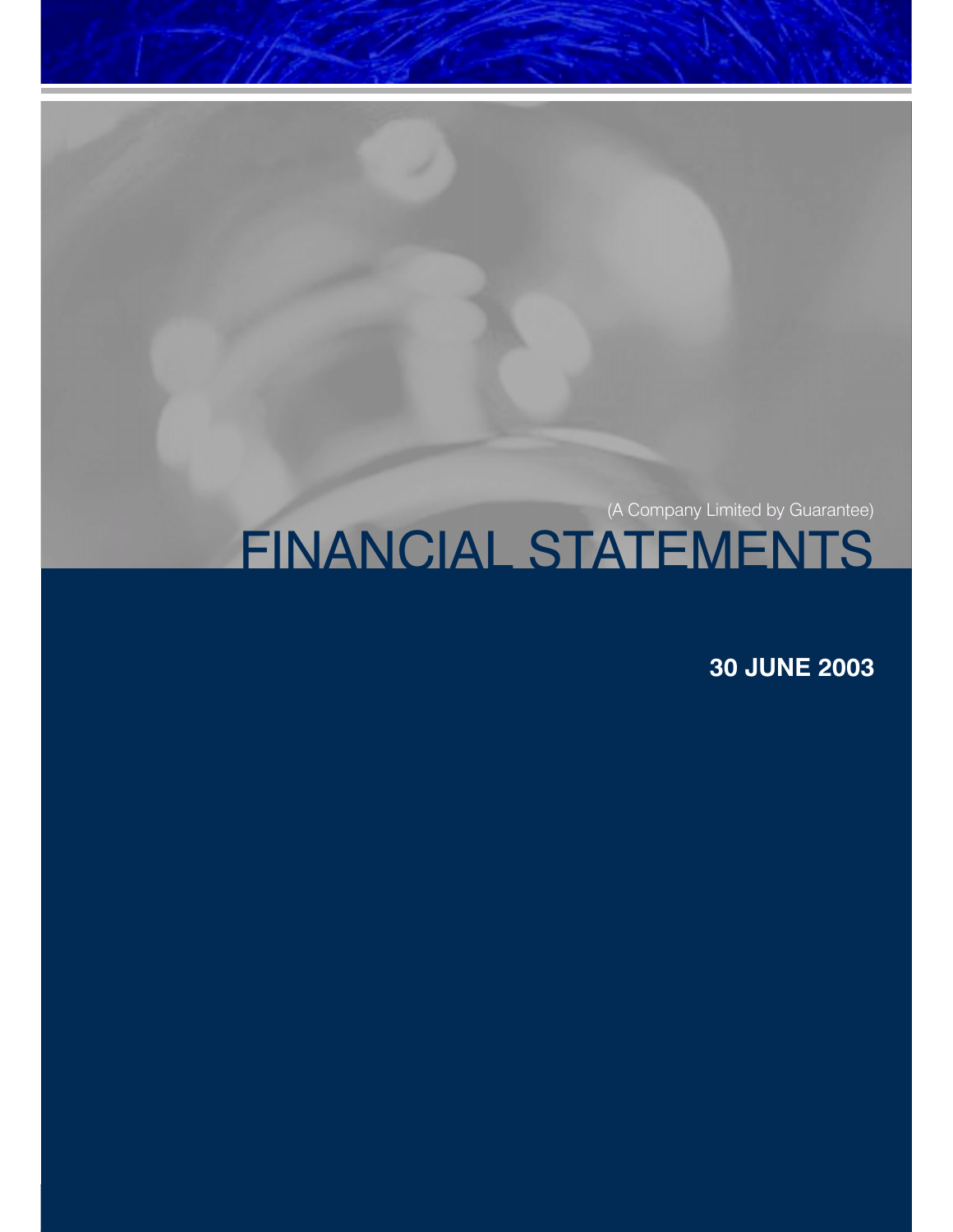(A Company Limited by Guarantee)

# FINANCIAL STATEMENTS

**30 JUNE 2003**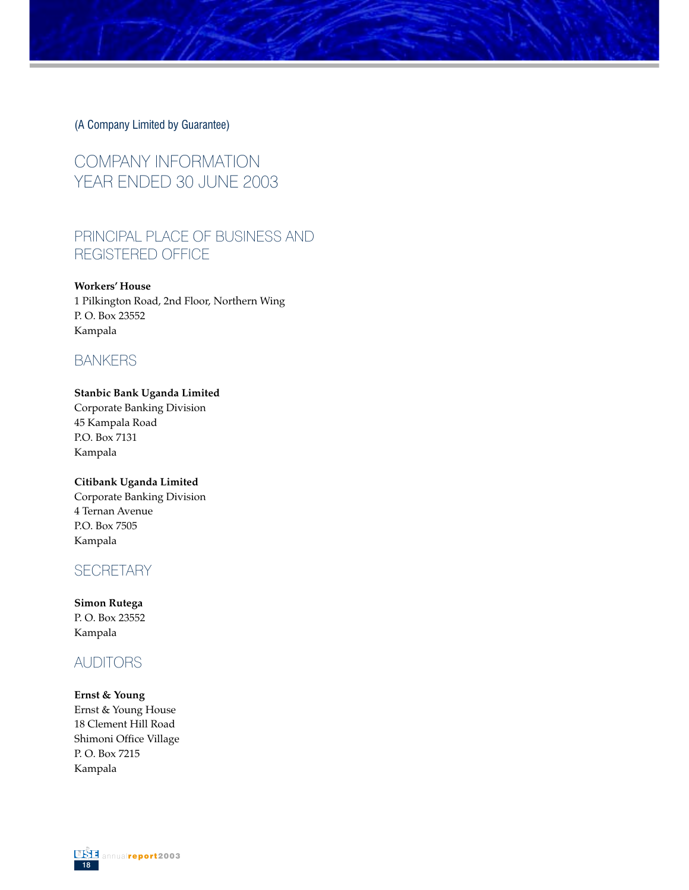(A Company Limited by Guarantee)

# COMPANY INFORMATION
# YEAR ENDED 30 JUNE 2003

## PRINCIPAL PLACE OF BUSINESS AND REGISTERED OFFICE

**Workers' House**
1 Pilkington Road, 2nd Floor, Northern Wing
P. O. Box 23552
Kampala

## BANKERS

**Stanbic Bank Uganda Limited**
Corporate Banking Division
45 Kampala Road
P.O. Box 7131
Kampala

**Citibank Uganda Limited**
Corporate Banking Division
4 Ternan Avenue
P.O. Box 7505
Kampala

## SECRETARY

**Simon Rutega**
P. O. Box 23552
Kampala

## AUDITORS

**Ernst & Young**
Ernst & Young House
18 Clement Hill Road
Shimoni Office Village
P. O. Box 7215
Kampala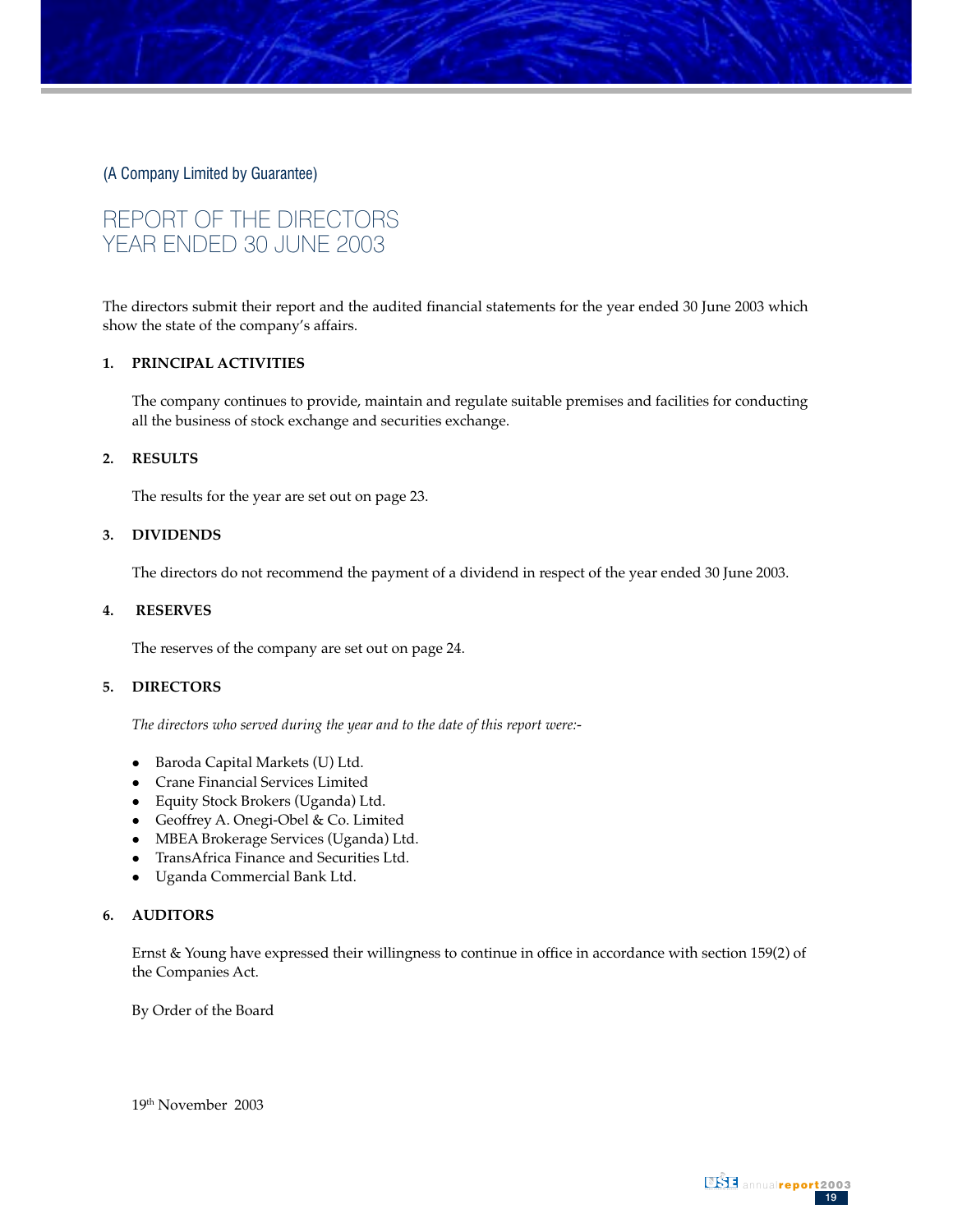(A Company Limited by Guarantee)

# REPORT OF THE DIRECTORS
# YEAR ENDED 30 JUNE 2003

The directors submit their report and the audited financial statements for the year ended 30 June 2003 which show the state of the company's affairs.

**1. PRINCIPAL ACTIVITIES**

The company continues to provide, maintain and regulate suitable premises and facilities for conducting all the business of stock exchange and securities exchange.

**2. RESULTS**

The results for the year are set out on page 23.

**3. DIVIDENDS**

The directors do not recommend the payment of a dividend in respect of the year ended 30 June 2003.

**4. RESERVES**

The reserves of the company are set out on page 24.

**5. DIRECTORS**

*The directors who served during the year and to the date of this report were:-*

- Baroda Capital Markets (U) Ltd.
- Crane Financial Services Limited
- Equity Stock Brokers (Uganda) Ltd.
- Geoffrey A. Onegi-Obel & Co. Limited
- MBEA Brokerage Services (Uganda) Ltd.
- TransAfrica Finance and Securities Ltd.
- Uganda Commercial Bank Ltd.

**6. AUDITORS**

Ernst & Young have expressed their willingness to continue in office in accordance with section 159(2) of the Companies Act.

By Order of the Board

19th November 2003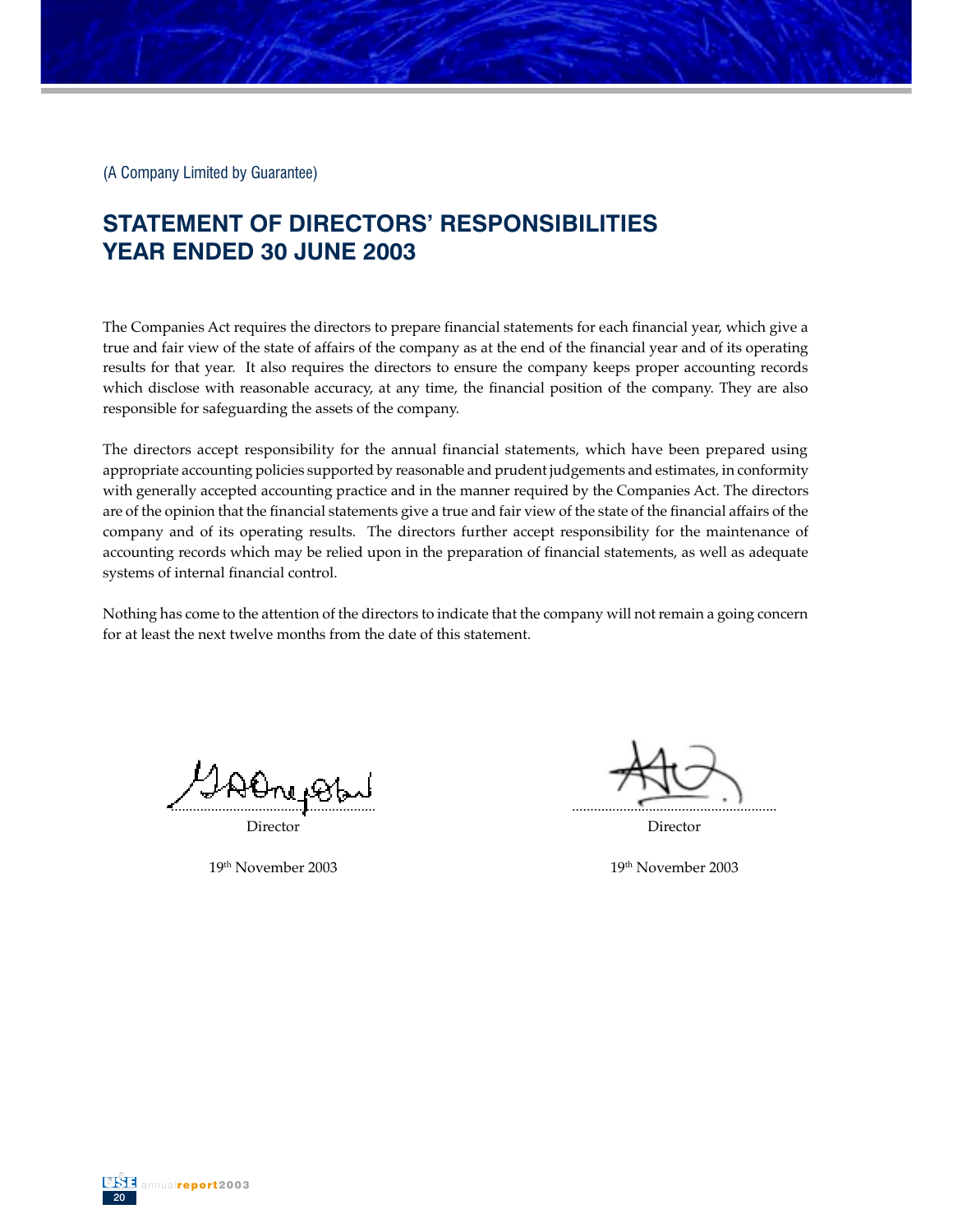(A Company Limited by Guarantee)

# STATEMENT OF DIRECTORS' RESPONSIBILITIES YEAR ENDED 30 JUNE 2003

The Companies Act requires the directors to prepare financial statements for each financial year, which give a true and fair view of the state of affairs of the company as at the end of the financial year and of its operating results for that year. It also requires the directors to ensure the company keeps proper accounting records which disclose with reasonable accuracy, at any time, the financial position of the company. They are also responsible for safeguarding the assets of the company.

The directors accept responsibility for the annual financial statements, which have been prepared using appropriate accounting policies supported by reasonable and prudent judgements and estimates, in conformity with generally accepted accounting practice and in the manner required by the Companies Act. The directors are of the opinion that the financial statements give a true and fair view of the state of the financial affairs of the company and of its operating results. The directors further accept responsibility for the maintenance of accounting records which may be relied upon in the preparation of financial statements, as well as adequate systems of internal financial control.

Nothing has come to the attention of the directors to indicate that the company will not remain a going concern for at least the next twelve months from the date of this statement.

| | |
|---|---|
| Director | Director |
| 19th November 2003 | 19th November 2003 |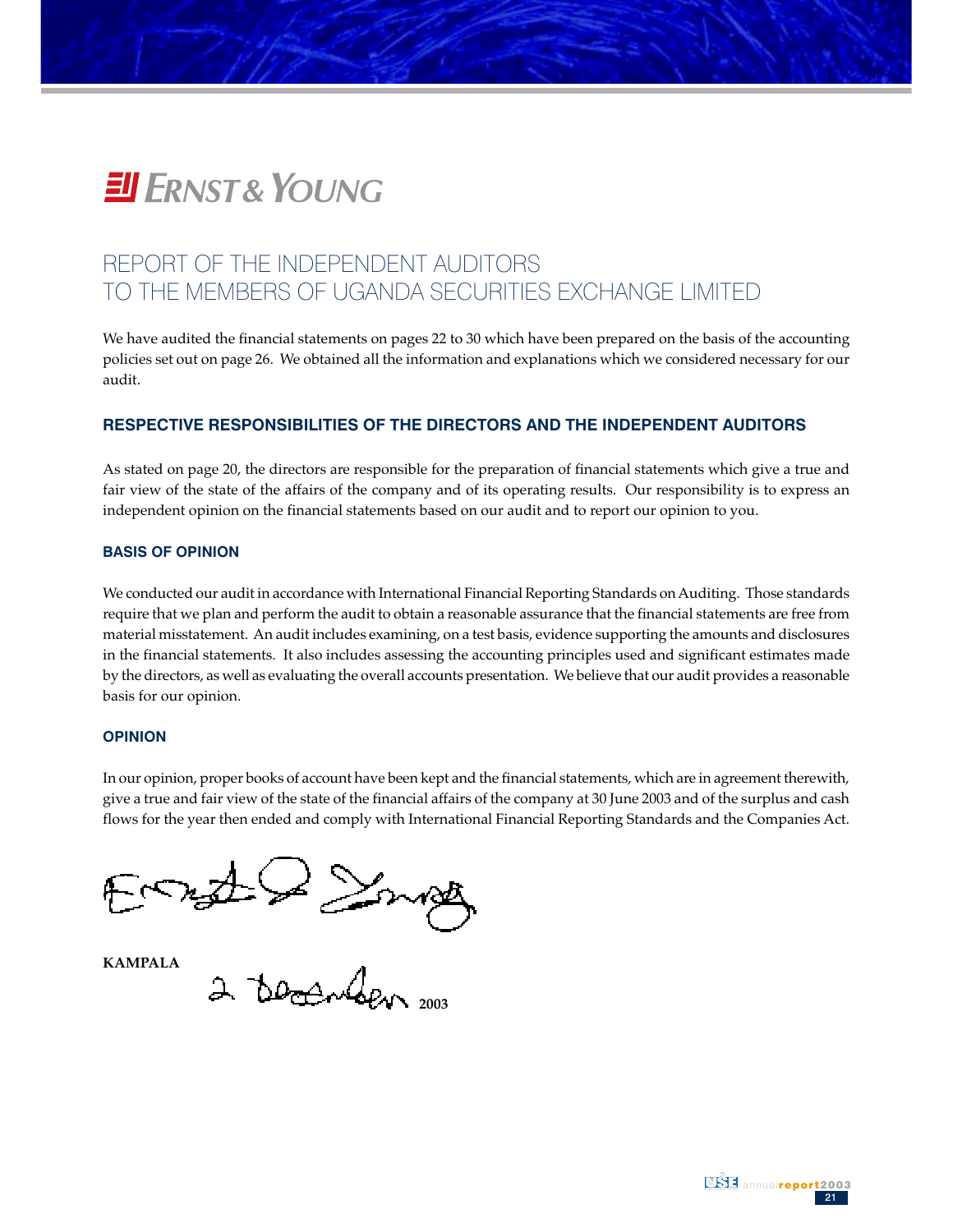# ERNST & YOUNG

## REPORT OF THE INDEPENDENT AUDITORS TO THE MEMBERS OF UGANDA SECURITIES EXCHANGE LIMITED

We have audited the financial statements on pages 22 to 30 which have been prepared on the basis of the accounting policies set out on page 26. We obtained all the information and explanations which we considered necessary for our audit.

### RESPECTIVE RESPONSIBILITIES OF THE DIRECTORS AND THE INDEPENDENT AUDITORS

As stated on page 20, the directors are responsible for the preparation of financial statements which give a true and fair view of the state of the affairs of the company and of its operating results. Our responsibility is to express an independent opinion on the financial statements based on our audit and to report our opinion to you.

#### BASIS OF OPINION

We conducted our audit in accordance with International Financial Reporting Standards on Auditing. Those standards require that we plan and perform the audit to obtain a reasonable assurance that the financial statements are free from material misstatement. An audit includes examining, on a test basis, evidence supporting the amounts and disclosures in the financial statements. It also includes assessing the accounting principles used and significant estimates made by the directors, as well as evaluating the overall accounts presentation. We believe that our audit provides a reasonable basis for our opinion.

#### OPINION

In our opinion, proper books of account have been kept and the financial statements, which are in agreement therewith, give a true and fair view of the state of the financial affairs of the company at 30 June 2003 and of the surplus and cash flows for the year then ended and comply with International Financial Reporting Standards and the Companies Act.

Ernst & Young

**KAMPALA**

2 December **2003**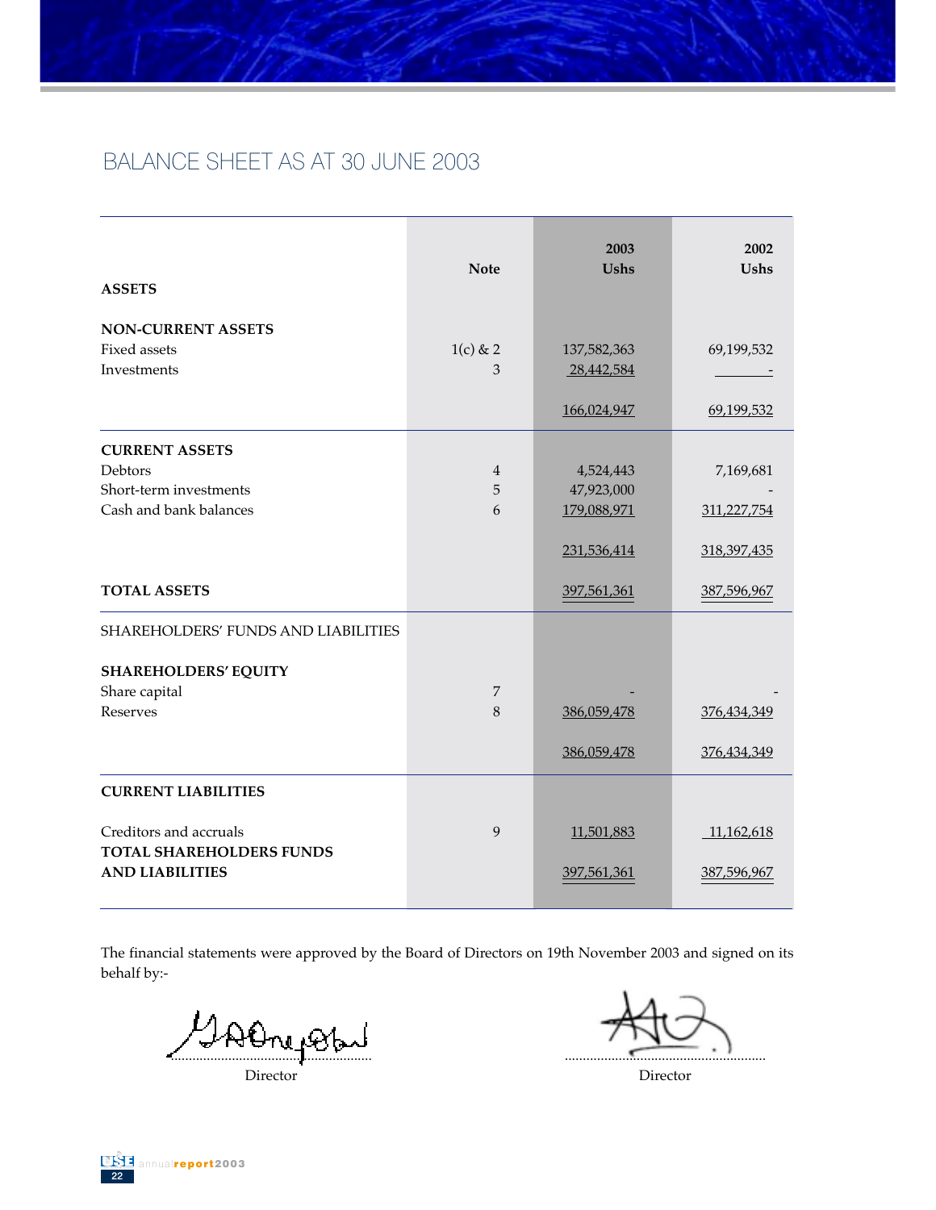# BALANCE SHEET AS AT 30 JUNE 2003

| | Note | 2003 Ushs | 2002 Ushs |
|---|---|---|---|
| **ASSETS** | | | |
| **NON-CURRENT ASSETS** | | | |
| Fixed assets | 1(c) & 2 | 137,582,363 | 69,199,532 |
| Investments | 3 | 28,442,584 | - |
| | | 166,024,947 | 69,199,532 |
| **CURRENT ASSETS** | | | |
| Debtors | 4 | 4,524,443 | 7,169,681 |
| Short-term investments | 5 | 47,923,000 | - |
| Cash and bank balances | 6 | 179,088,971 | 311,227,754 |
| | | 231,536,414 | 318,397,435 |
| **TOTAL ASSETS** | | 397,561,361 | 387,596,967 |
| SHAREHOLDERS' FUNDS AND LIABILITIES | | | |
| **SHAREHOLDERS' EQUITY** | | | |
| Share capital | 7 | - | - |
| Reserves | 8 | 386,059,478 | 376,434,349 |
| | | 386,059,478 | 376,434,349 |
| **CURRENT LIABILITIES** | | | |
| Creditors and accruals | 9 | 11,501,883 | 11,162,618 |
| **TOTAL SHAREHOLDERS FUNDS AND LIABILITIES** | | 397,561,361 | 387,596,967 |

The financial statements were approved by the Board of Directors on 19th November 2003 and signed on its behalf by:-

Director

Director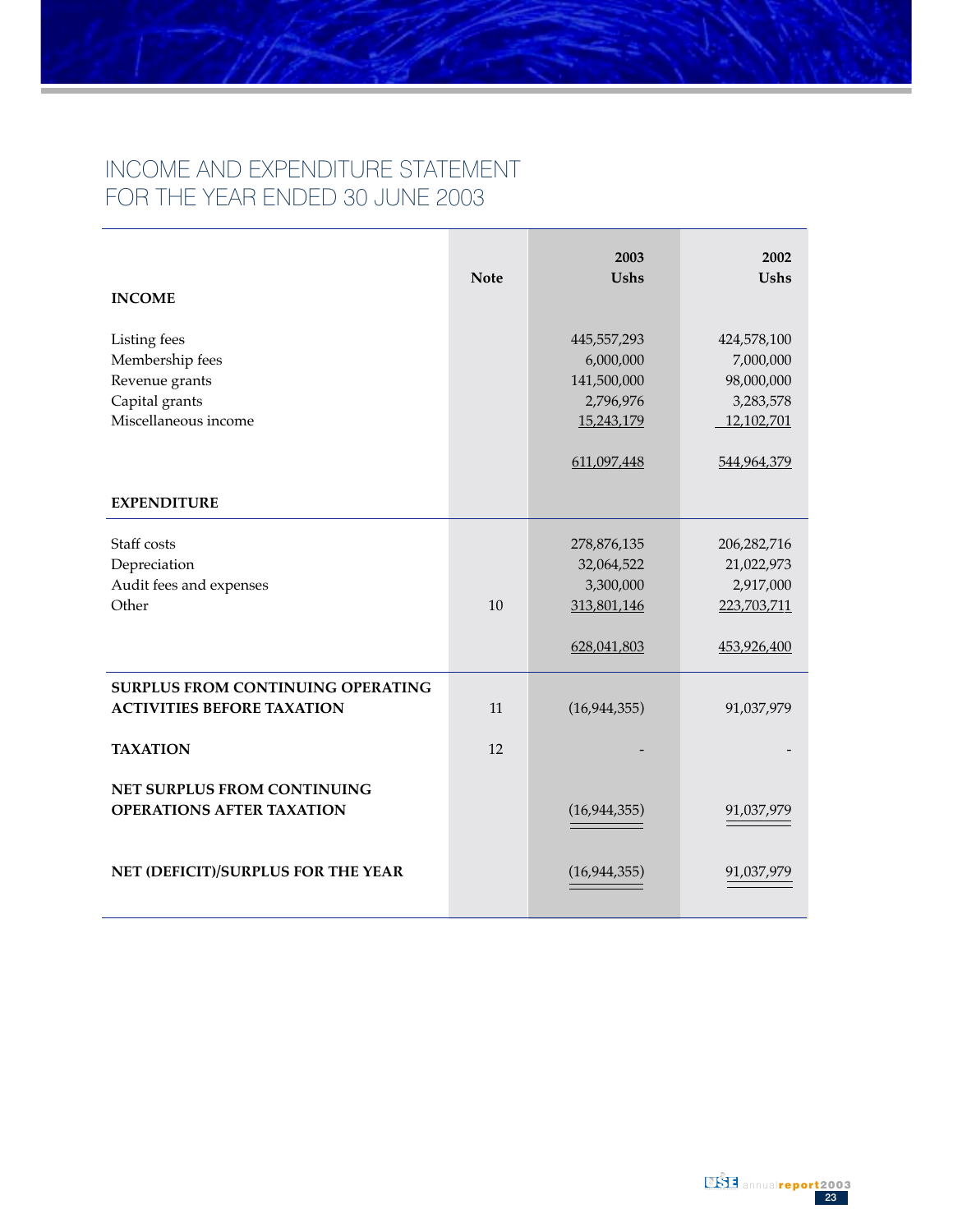# INCOME AND EXPENDITURE STATEMENT
# FOR THE YEAR ENDED 30 JUNE 2003

| | Note | 2003<br>Ushs | 2002<br>Ushs |
|---|---|---|---|
| **INCOME** | | | |
| Listing fees | | 445,557,293 | 424,578,100 |
| Membership fees | | 6,000,000 | 7,000,000 |
| Revenue grants | | 141,500,000 | 98,000,000 |
| Capital grants | | 2,796,976 | 3,283,578 |
| Miscellaneous income | | 15,243,179 | 12,102,701 |
| | | 611,097,448 | 544,964,379 |
| **EXPENDITURE** | | | |
| Staff costs | | 278,876,135 | 206,282,716 |
| Depreciation | | 32,064,522 | 21,022,973 |
| Audit fees and expenses | | 3,300,000 | 2,917,000 |
| Other | 10 | 313,801,146 | 223,703,711 |
| | | 628,041,803 | 453,926,400 |
| **SURPLUS FROM CONTINUING OPERATING ACTIVITIES BEFORE TAXATION** | 11 | (16,944,355) | 91,037,979 |
| **TAXATION** | 12 | - | - |
| **NET SURPLUS FROM CONTINUING OPERATIONS AFTER TAXATION** | | (16,944,355) | 91,037,979 |
| **NET (DEFICIT)/SURPLUS FOR THE YEAR** | | (16,944,355) | 91,037,979 |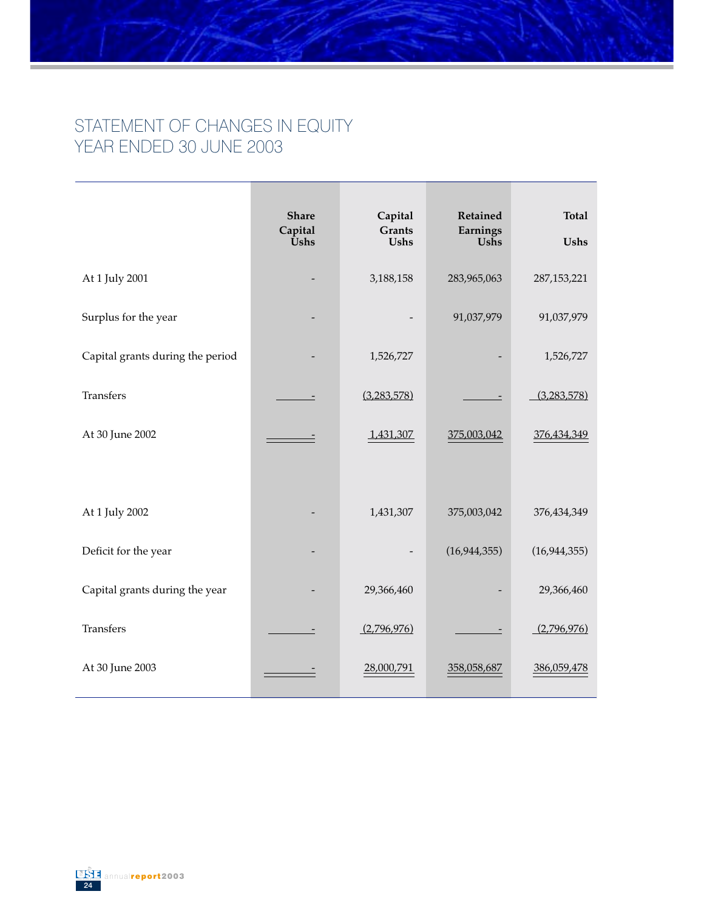# STATEMENT OF CHANGES IN EQUITY
# YEAR ENDED 30 JUNE 2003

| | Share Capital Ushs | Capital Grants Ushs | Retained Earnings Ushs | Total Ushs |
|---|---|---|---|---|
| At 1 July 2001 | - | 3,188,158 | 283,965,063 | 287,153,221 |
| Surplus for the year | - | - | 91,037,979 | 91,037,979 |
| Capital grants during the period | - | 1,526,727 | - | 1,526,727 |
| Transfers | - | (3,283,578) | - | (3,283,578) |
| At 30 June 2002 | - | 1,431,307 | 375,003,042 | 376,434,349 |
| | | | | |
| At 1 July 2002 | - | 1,431,307 | 375,003,042 | 376,434,349 |
| Deficit for the year | - | - | (16,944,355) | (16,944,355) |
| Capital grants during the year | - | 29,366,460 | - | 29,366,460 |
| Transfers | - | (2,796,976) | - | (2,796,976) |
| At 30 June 2003 | - | 28,000,791 | 358,058,687 | 386,059,478 |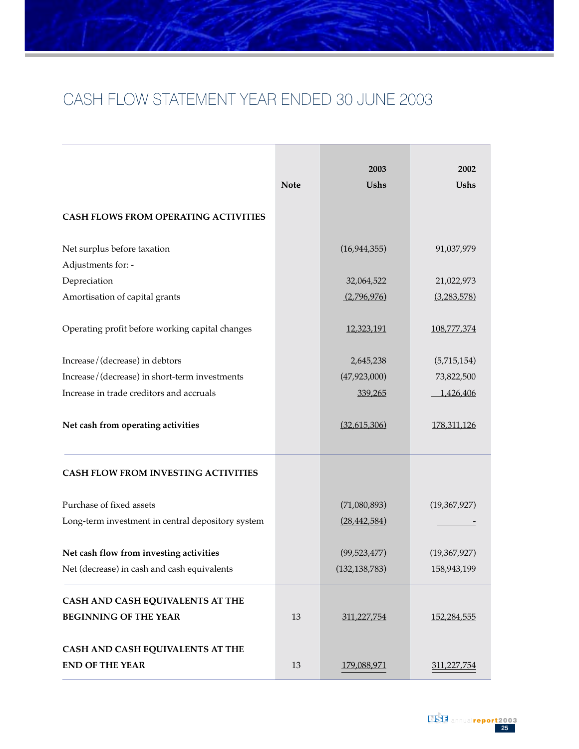# CASH FLOW STATEMENT YEAR ENDED 30 JUNE 2003

| | Note | 2003 Ushs | 2002 Ushs |
|---|---|---|---|
| **CASH FLOWS FROM OPERATING ACTIVITIES** | | | |
| Net surplus before taxation | | (16,944,355) | 91,037,979 |
| Adjustments for: - | | | |
| Depreciation | | 32,064,522 | 21,022,973 |
| Amortisation of capital grants | | (2,796,976) | (3,283,578) |
| Operating profit before working capital changes | | 12,323,191 | 108,777,374 |
| Increase/(decrease) in debtors | | 2,645,238 | (5,715,154) |
| Increase/(decrease) in short-term investments | | (47,923,000) | 73,822,500 |
| Increase in trade creditors and accruals | | 339,265 | 1,426,406 |
| **Net cash from operating activities** | | (32,615,306) | 178,311,126 |
| **CASH FLOW FROM INVESTING ACTIVITIES** | | | |
| Purchase of fixed assets | | (71,080,893) | (19,367,927) |
| Long-term investment in central depository system | | (28,442,584) | - |
| **Net cash flow from investing activities** | | (99,523,477) | (19,367,927) |
| Net (decrease) in cash and cash equivalents | | (132,138,783) | 158,943,199 |
| **CASH AND CASH EQUIVALENTS AT THE BEGINNING OF THE YEAR** | 13 | 311,227,754 | 152,284,555 |
| **CASH AND CASH EQUIVALENTS AT THE END OF THE YEAR** | 13 | 179,088,971 | 311,227,754 |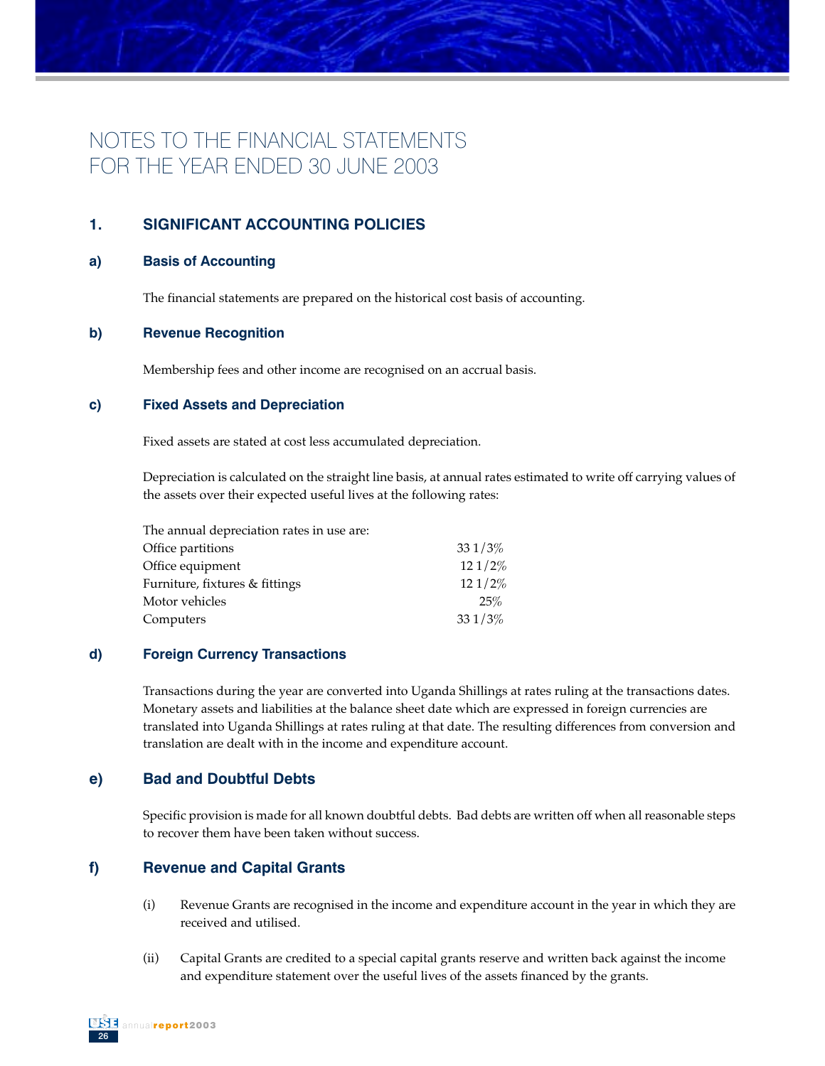# NOTES TO THE FINANCIAL STATEMENTS FOR THE YEAR ENDED 30 JUNE 2003

## 1. SIGNIFICANT ACCOUNTING POLICIES

### a) Basis of Accounting

The financial statements are prepared on the historical cost basis of accounting.

### b) Revenue Recognition

Membership fees and other income are recognised on an accrual basis.

### c) Fixed Assets and Depreciation

Fixed assets are stated at cost less accumulated depreciation.

Depreciation is calculated on the straight line basis, at annual rates estimated to write off carrying values of the assets over their expected useful lives at the following rates:

| The annual depreciation rates in use are: | |
|---|---|
| Office partitions | 33 1/3% |
| Office equipment | 12 1/2% |
| Furniture, fixtures & fittings | 12 1/2% |
| Motor vehicles | 25% |
| Computers | 33 1/3% |

### d) Foreign Currency Transactions

Transactions during the year are converted into Uganda Shillings at rates ruling at the transactions dates. Monetary assets and liabilities at the balance sheet date which are expressed in foreign currencies are translated into Uganda Shillings at rates ruling at that date. The resulting differences from conversion and translation are dealt with in the income and expenditure account.

### e) Bad and Doubtful Debts

Specific provision is made for all known doubtful debts. Bad debts are written off when all reasonable steps to recover them have been taken without success.

### f) Revenue and Capital Grants

(i) Revenue Grants are recognised in the income and expenditure account in the year in which they are received and utilised.

(ii) Capital Grants are credited to a special capital grants reserve and written back against the income and expenditure statement over the useful lives of the assets financed by the grants.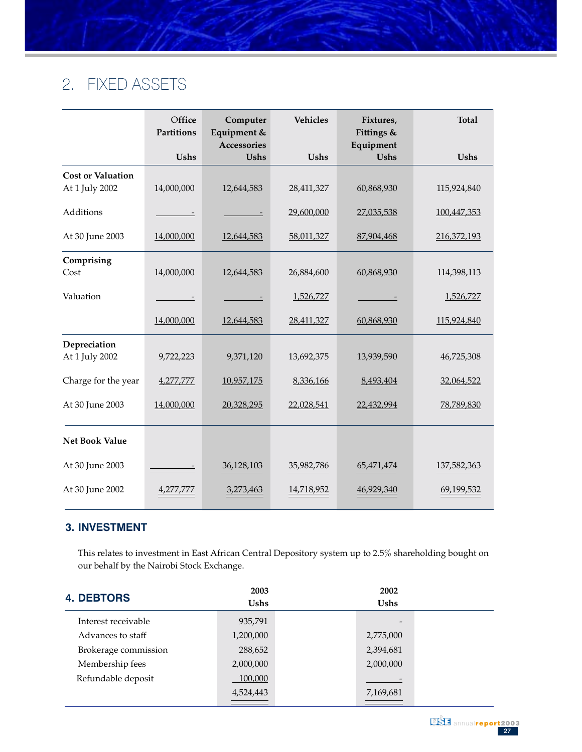## 2. FIXED ASSETS

| | Office Partitions Ushs | Computer Equipment & Accessories Ushs | Vehicles Ushs | Fixtures, Fittings & Equipment Ushs | Total Ushs |
|---|---|---|---|---|---|
| **Cost or Valuation** | | | | | |
| At 1 July 2002 | 14,000,000 | 12,644,583 | 28,411,327 | 60,868,930 | 115,924,840 |
| Additions | - | - | 29,600,000 | 27,035,538 | 100,447,353 |
| At 30 June 2003 | 14,000,000 | 12,644,583 | 58,011,327 | 87,904,468 | 216,372,193 |
| **Comprising** | | | | | |
| Cost | 14,000,000 | 12,644,583 | 26,884,600 | 60,868,930 | 114,398,113 |
| Valuation | - | - | 1,526,727 | - | 1,526,727 |
| | 14,000,000 | 12,644,583 | 28,411,327 | 60,868,930 | 115,924,840 |
| **Depreciation** | | | | | |
| At 1 July 2002 | 9,722,223 | 9,371,120 | 13,692,375 | 13,939,590 | 46,725,308 |
| Charge for the year | 4,277,777 | 10,957,175 | 8,336,166 | 8,493,404 | 32,064,522 |
| At 30 June 2003 | 14,000,000 | 20,328,295 | 22,028,541 | 22,432,994 | 78,789,830 |
| **Net Book Value** | | | | | |
| At 30 June 2003 | - | 36,128,103 | 35,982,786 | 65,471,474 | 137,582,363 |
| At 30 June 2002 | 4,277,777 | 3,273,463 | 14,718,952 | 46,929,340 | 69,199,532 |

## 3. INVESTMENT

This relates to investment in East African Central Depository system up to 2.5% shareholding bought on our behalf by the Nairobi Stock Exchange.

## 4. DEBTORS

| | 2003 Ushs | 2002 Ushs |
|---|---|---|
| Interest receivable | 935,791 | - |
| Advances to staff | 1,200,000 | 2,775,000 |
| Brokerage commission | 288,652 | 2,394,681 |
| Membership fees | 2,000,000 | 2,000,000 |
| Refundable deposit | 100,000 | - |
| | 4,524,443 | 7,169,681 |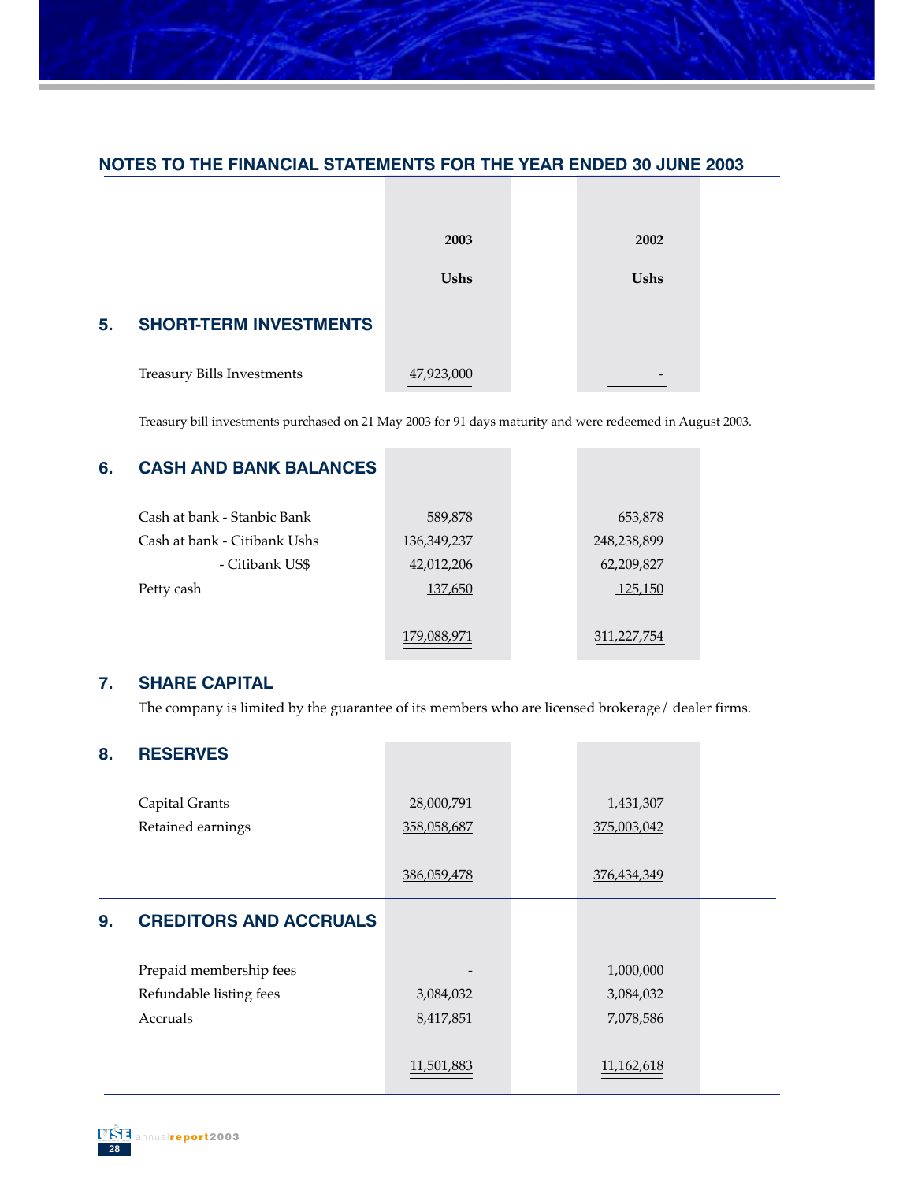## NOTES TO THE FINANCIAL STATEMENTS FOR THE YEAR ENDED 30 JUNE 2003

| | 2003 | 2002 |
|---|---|---|
| | Ushs | Ushs |

### 5. SHORT-TERM INVESTMENTS

| | 2003 Ushs | 2002 Ushs |
|---|---|---|
| Treasury Bills Investments | 47,923,000 | - |

Treasury bill investments purchased on 21 May 2003 for 91 days maturity and were redeemed in August 2003.

### 6. CASH AND BANK BALANCES

| | 2003 Ushs | 2002 Ushs |
|---|---|---|
| Cash at bank - Stanbic Bank | 589,878 | 653,878 |
| Cash at bank - Citibank Ushs | 136,349,237 | 248,238,899 |
| - Citibank US$ | 42,012,206 | 62,209,827 |
| Petty cash | 137,650 | 125,150 |
| | 179,088,971 | 311,227,754 |

### 7. SHARE CAPITAL

The company is limited by the guarantee of its members who are licensed brokerage/ dealer firms.

### 8. RESERVES

| | 2003 Ushs | 2002 Ushs |
|---|---|---|
| Capital Grants | 28,000,791 | 1,431,307 |
| Retained earnings | 358,058,687 | 375,003,042 |
| | 386,059,478 | 376,434,349 |

### 9. CREDITORS AND ACCRUALS

| | 2003 Ushs | 2002 Ushs |
|---|---|---|
| Prepaid membership fees | - | 1,000,000 |
| Refundable listing fees | 3,084,032 | 3,084,032 |
| Accruals | 8,417,851 | 7,078,586 |
| | 11,501,883 | 11,162,618 |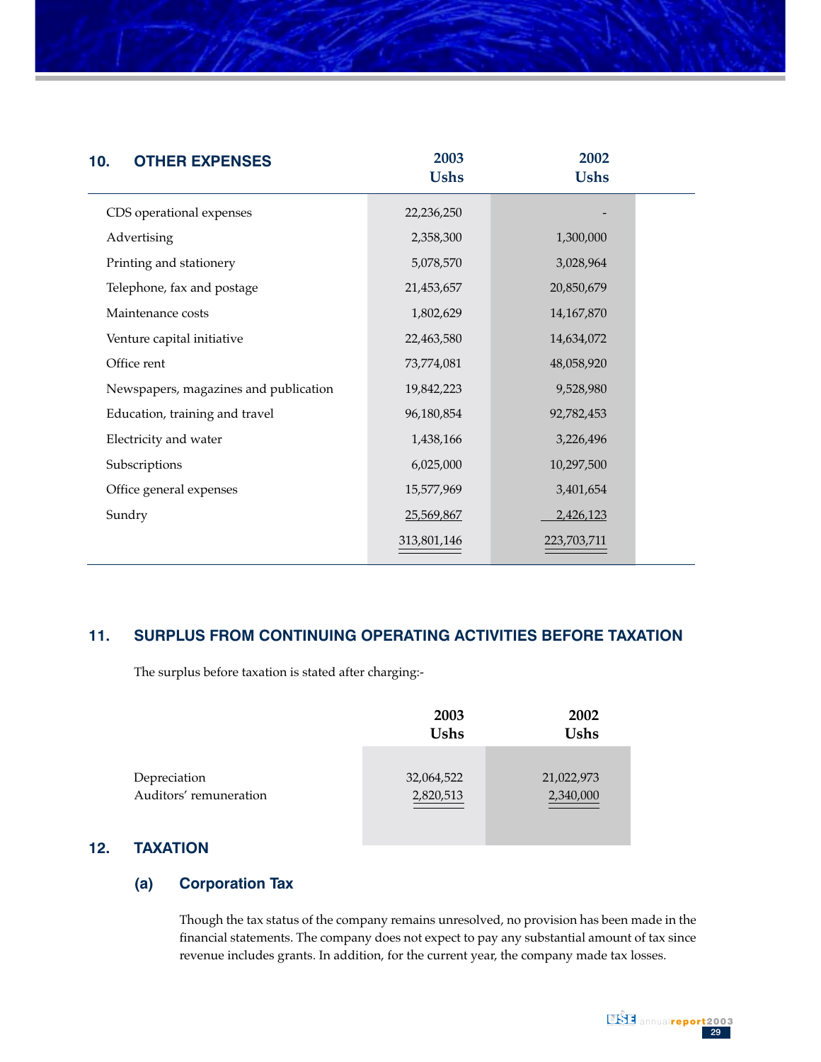## 10. OTHER EXPENSES

| | 2003 Ushs | 2002 Ushs |
|---|---|---|
| CDS operational expenses | 22,236,250 | - |
| Advertising | 2,358,300 | 1,300,000 |
| Printing and stationery | 5,078,570 | 3,028,964 |
| Telephone, fax and postage | 21,453,657 | 20,850,679 |
| Maintenance costs | 1,802,629 | 14,167,870 |
| Venture capital initiative | 22,463,580 | 14,634,072 |
| Office rent | 73,774,081 | 48,058,920 |
| Newspapers, magazines and publication | 19,842,223 | 9,528,980 |
| Education, training and travel | 96,180,854 | 92,782,453 |
| Electricity and water | 1,438,166 | 3,226,496 |
| Subscriptions | 6,025,000 | 10,297,500 |
| Office general expenses | 15,577,969 | 3,401,654 |
| Sundry | 25,569,867 | 2,426,123 |
| | 313,801,146 | 223,703,711 |

## 11. SURPLUS FROM CONTINUING OPERATING ACTIVITIES BEFORE TAXATION

The surplus before taxation is stated after charging:-

| | 2003 Ushs | 2002 Ushs |
|---|---|---|
| Depreciation | 32,064,522 | 21,022,973 |
| Auditors' remuneration | 2,820,513 | 2,340,000 |

## 12. TAXATION

### (a) Corporation Tax

Though the tax status of the company remains unresolved, no provision has been made in the financial statements. The company does not expect to pay any substantial amount of tax since revenue includes grants. In addition, for the current year, the company made tax losses.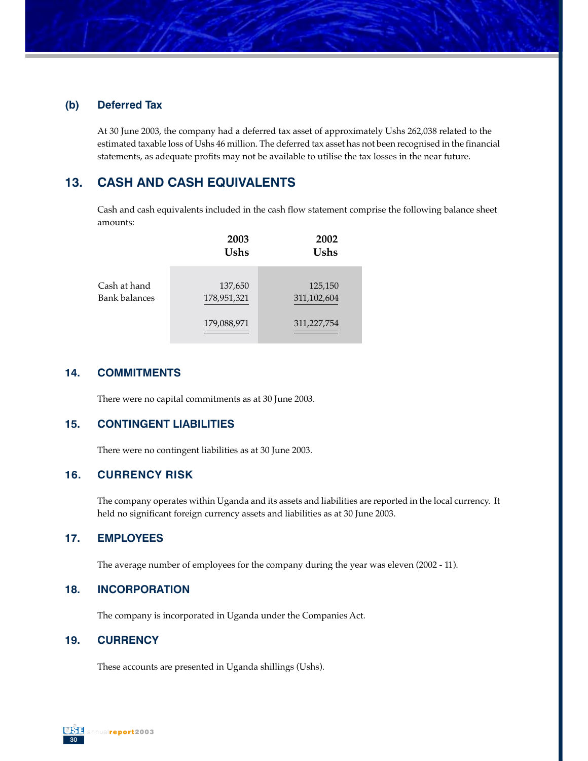### (b) Deferred Tax

At 30 June 2003, the company had a deferred tax asset of approximately Ushs 262,038 related to the estimated taxable loss of Ushs 46 million. The deferred tax asset has not been recognised in the financial statements, as adequate profits may not be available to utilise the tax losses in the near future.

## 13. CASH AND CASH EQUIVALENTS

Cash and cash equivalents included in the cash flow statement comprise the following balance sheet amounts:

| | 2003 Ushs | 2002 Ushs |
|---|---|---|
| Cash at hand | 137,650 | 125,150 |
| Bank balances | 178,951,321 | 311,102,604 |
| | 179,088,971 | 311,227,754 |

## 14. COMMITMENTS

There were no capital commitments as at 30 June 2003.

## 15. CONTINGENT LIABILITIES

There were no contingent liabilities as at 30 June 2003.

## 16. CURRENCY RISK

The company operates within Uganda and its assets and liabilities are reported in the local currency. It held no significant foreign currency assets and liabilities as at 30 June 2003.

## 17. EMPLOYEES

The average number of employees for the company during the year was eleven (2002 - 11).

## 18. INCORPORATION

The company is incorporated in Uganda under the Companies Act.

## 19. CURRENCY

These accounts are presented in Uganda shillings (Ushs).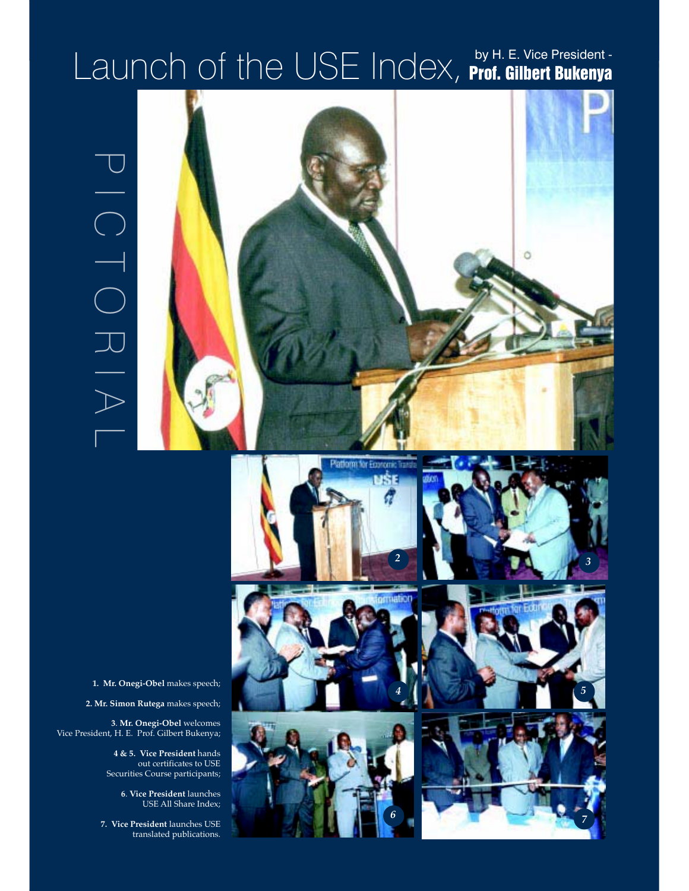# Launch of the USE Index, by H. E. Vice President - **Prof. Gilbert Bukenya**

PICTORIAL

**1. Mr. Onegi-Obel** makes speech;

**2. Mr. Simon Rutega** makes speech;

**3. Mr. Onegi-Obel** welcomes Vice President, H. E. Prof. Gilbert Bukenya;

**4 & 5. Vice President** hands out certificates to USE Securities Course participants;

**6. Vice President** launches USE All Share Index;

**7. Vice President** launches USE translated publications.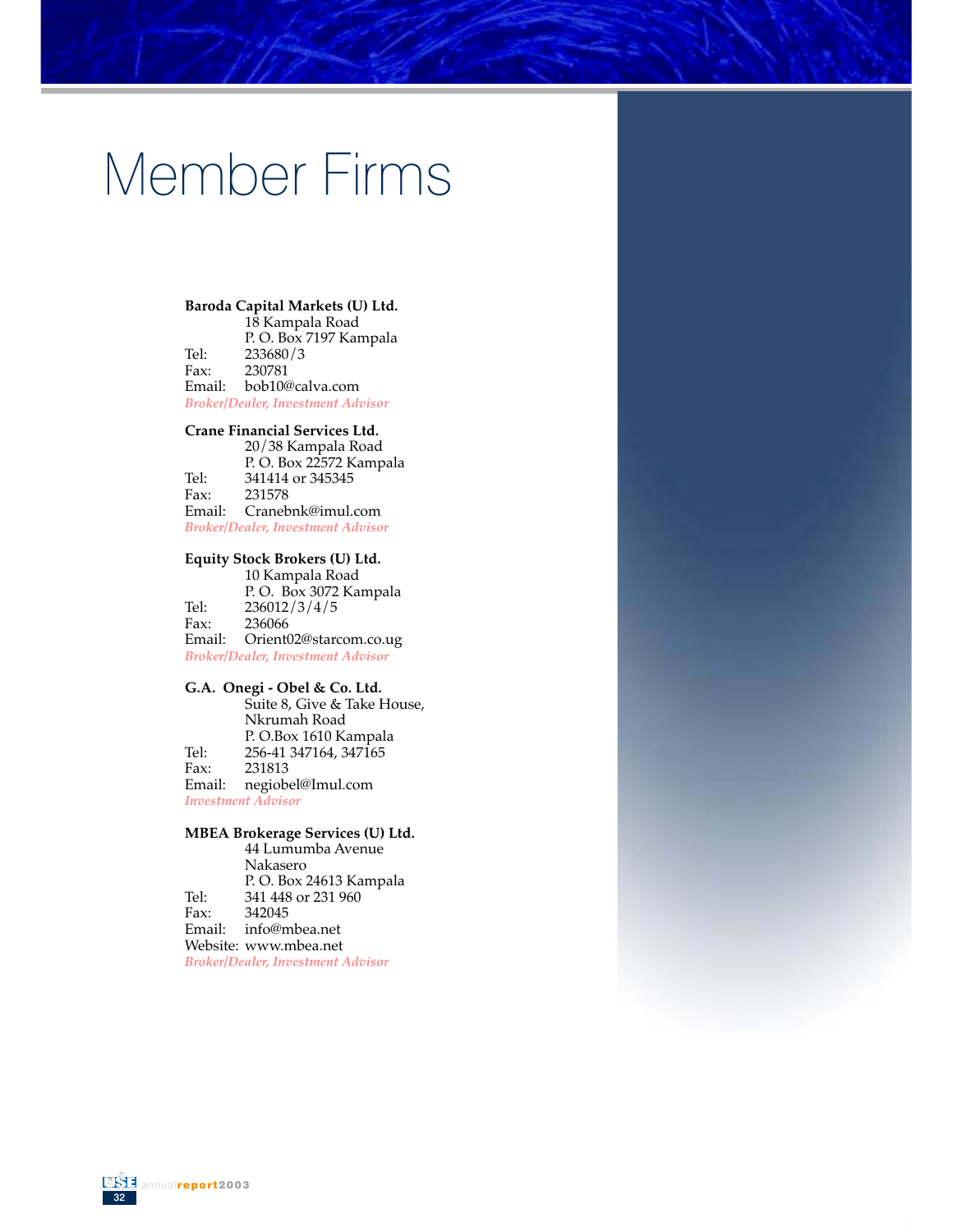# Member Firms

**Baroda Capital Markets (U) Ltd.**
18 Kampala Road
P. O. Box 7197 Kampala
Tel: 233680/3
Fax: 230781
Email: bob10@calva.com
*Broker/Dealer, Investment Advisor*

**Crane Financial Services Ltd.**
20/38 Kampala Road
P. O. Box 22572 Kampala
Tel: 341414 or 345345
Fax: 231578
Email: Cranebnk@imul.com
*Broker/Dealer, Investment Advisor*

**Equity Stock Brokers (U) Ltd.**
10 Kampala Road
P. O. Box 3072 Kampala
Tel: 236012/3/4/5
Fax: 236066
Email: Orient02@starcom.co.ug
*Broker/Dealer, Investment Advisor*

**G.A. Onegi - Obel & Co. Ltd.**
Suite 8, Give & Take House,
Nkrumah Road
P. O.Box 1610 Kampala
Tel: 256-41 347164, 347165
Fax: 231813
Email: negiobel@Imul.com
*Investment Advisor*

**MBEA Brokerage Services (U) Ltd.**
44 Lumumba Avenue
Nakasero
P. O. Box 24613 Kampala
Tel: 341 448 or 231 960
Fax: 342045
Email: info@mbea.net
Website: www.mbea.net
*Broker/Dealer, Investment Advisor*